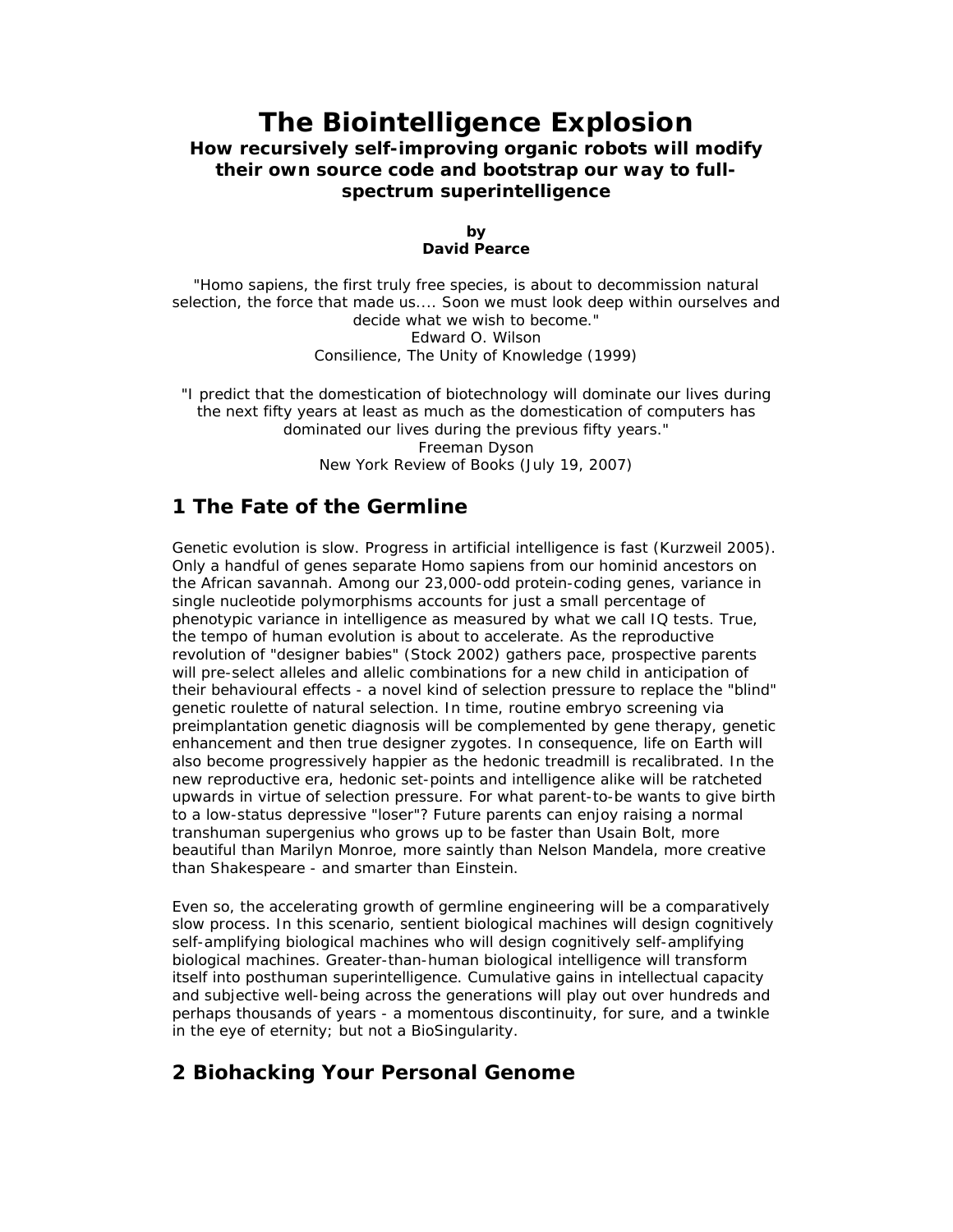# The Biointelligence Explosion

**How recursively self-improving organic robots will modify their own source code and bootstrap our way to full-spectrum superintelligence**

**by**
**David Pearce**

"Homo sapiens, the first truly free species, is about to decommission natural selection, the force that made us.... Soon we must look deep within ourselves and decide what we wish to become."
Edward O. Wilson
Consilience, The Unity of Knowledge (1999)

"I predict that the domestication of biotechnology will dominate our lives during the next fifty years at least as much as the domestication of computers has dominated our lives during the previous fifty years."
Freeman Dyson
New York Review of Books (July 19, 2007)

## 1 The Fate of the Germline

Genetic evolution is slow. Progress in artificial intelligence is fast (Kurzweil 2005). Only a handful of genes separate Homo sapiens from our hominid ancestors on the African savannah. Among our 23,000-odd protein-coding genes, variance in single nucleotide polymorphisms accounts for just a small percentage of phenotypic variance in intelligence as measured by what we call IQ tests. True, the tempo of human evolution is about to accelerate. As the reproductive revolution of "designer babies" (Stock 2002) gathers pace, prospective parents will pre-select alleles and allelic combinations for a new child in anticipation of their behavioural effects - a novel kind of selection pressure to replace the "blind" genetic roulette of natural selection. In time, routine embryo screening via preimplantation genetic diagnosis will be complemented by gene therapy, genetic enhancement and then true designer zygotes. In consequence, life on Earth will also become progressively happier as the hedonic treadmill is recalibrated. In the new reproductive era, hedonic set-points and intelligence alike will be ratcheted upwards in virtue of selection pressure. For what parent-to-be wants to give birth to a low-status depressive "loser"? Future parents can enjoy raising a normal transhuman supergenius who grows up to be faster than Usain Bolt, more beautiful than Marilyn Monroe, more saintly than Nelson Mandela, more creative than Shakespeare - and smarter than Einstein.

Even so, the accelerating growth of germline engineering will be a comparatively slow process. In this scenario, sentient biological machines will design cognitively self-amplifying biological machines who will design cognitively self-amplifying biological machines. Greater-than-human biological intelligence will transform itself into posthuman superintelligence. Cumulative gains in intellectual capacity and subjective well-being across the generations will play out over hundreds and perhaps thousands of years - a momentous discontinuity, for sure, and a twinkle in the eye of eternity; but not a BioSingularity.

## 2 Biohacking Your Personal Genome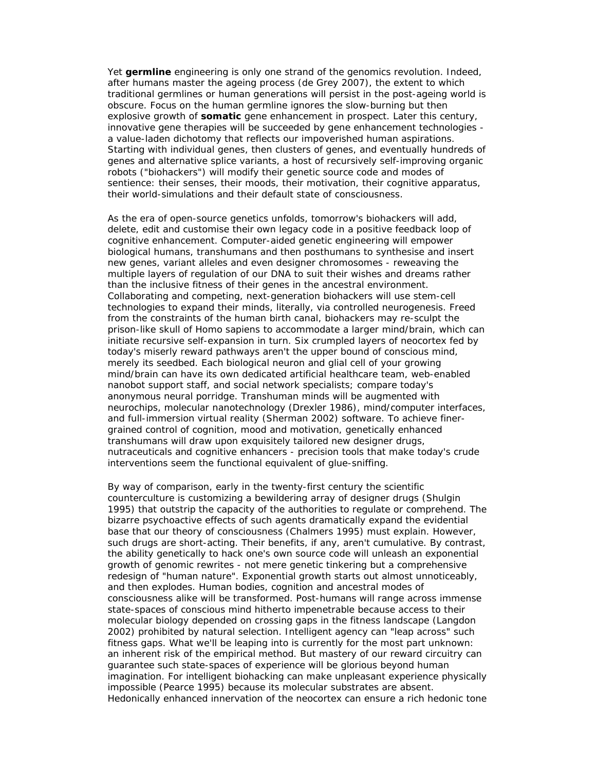Yet **germline** engineering is only one strand of the genomics revolution. Indeed, after humans master the ageing process (de Grey 2007), the extent to which traditional germlines or human generations will persist in the post-ageing world is obscure. Focus on the human germline ignores the slow-burning but then explosive growth of **somatic** gene enhancement in prospect. Later this century, innovative gene therapies will be succeeded by gene enhancement technologies - a value-laden dichotomy that reflects our impoverished human aspirations. Starting with individual genes, then clusters of genes, and eventually hundreds of genes and alternative splice variants, a host of recursively self-improving organic robots ("biohackers") will modify their genetic source code and modes of sentience: their senses, their moods, their motivation, their cognitive apparatus, their world-simulations and their default state of consciousness.

As the era of open-source genetics unfolds, tomorrow's biohackers will add, delete, edit and customise their own legacy code in a positive feedback loop of cognitive enhancement. Computer-aided genetic engineering will empower biological humans, transhumans and then posthumans to synthesise and insert new genes, variant alleles and even designer chromosomes - reweaving the multiple layers of regulation of our DNA to suit their wishes and dreams rather than the inclusive fitness of their genes in the ancestral environment. Collaborating and competing, next-generation biohackers will use stem-cell technologies to expand their minds, literally, via controlled neurogenesis. Freed from the constraints of the human birth canal, biohackers may re-sculpt the prison-like skull of Homo sapiens to accommodate a larger mind/brain, which can initiate recursive self-expansion in turn. Six crumpled layers of neocortex fed by today's miserly reward pathways aren't the upper bound of conscious mind, merely its seedbed. Each biological neuron and glial cell of your growing mind/brain can have its own dedicated artificial healthcare team, web-enabled nanobot support staff, and social network specialists; compare today's anonymous neural porridge. Transhuman minds will be augmented with neurochips, molecular nanotechnology (Drexler 1986), mind/computer interfaces, and full-immersion virtual reality (Sherman 2002) software. To achieve finer-grained control of cognition, mood and motivation, genetically enhanced transhumans will draw upon exquisitely tailored new designer drugs, nutraceuticals and cognitive enhancers - precision tools that make today's crude interventions seem the functional equivalent of glue-sniffing.

By way of comparison, early in the twenty-first century the scientific counterculture is customizing a bewildering array of designer drugs (Shulgin 1995) that outstrip the capacity of the authorities to regulate or comprehend. The bizarre psychoactive effects of such agents dramatically expand the evidential base that our theory of consciousness (Chalmers 1995) must explain. However, such drugs are short-acting. Their benefits, if any, aren't cumulative. By contrast, the ability genetically to hack one's own source code will unleash an exponential growth of genomic rewrites - not mere genetic tinkering but a comprehensive redesign of "human nature". Exponential growth starts out almost unnoticeably, and then explodes. Human bodies, cognition and ancestral modes of consciousness alike will be transformed. Post-humans will range across immense state-spaces of conscious mind hitherto impenetrable because access to their molecular biology depended on crossing gaps in the fitness landscape (Langdon 2002) prohibited by natural selection. Intelligent agency can "leap across" such fitness gaps. What we'll be leaping into is currently for the most part unknown: an inherent risk of the empirical method. But mastery of our reward circuitry can guarantee such state-spaces of experience will be glorious beyond human imagination. For intelligent biohacking can make unpleasant experience physically impossible (Pearce 1995) because its molecular substrates are absent. Hedonically enhanced innervation of the neocortex can ensure a rich hedonic tone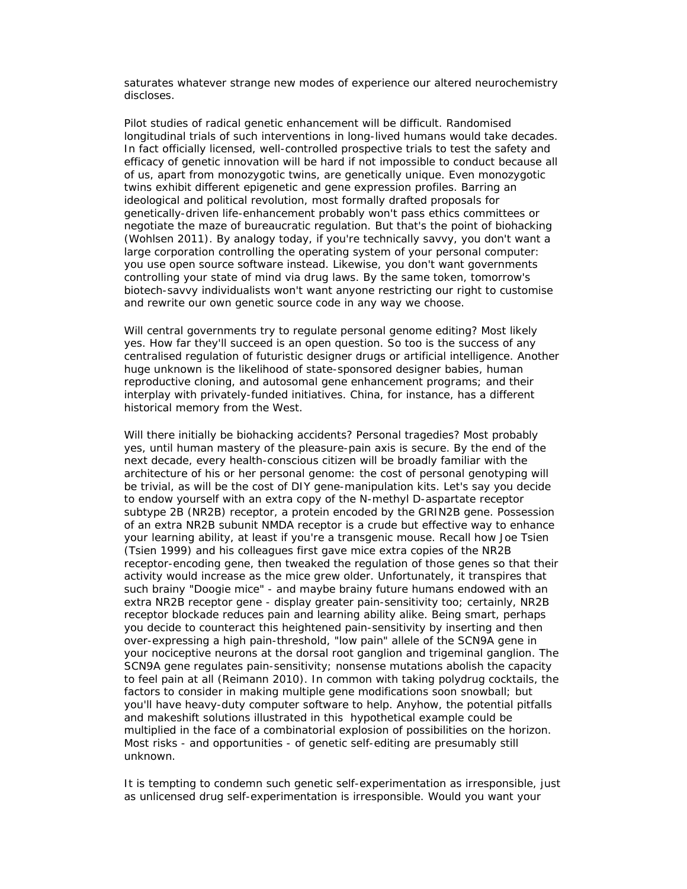saturates whatever strange new modes of experience our altered neurochemistry discloses.

Pilot studies of radical genetic enhancement will be difficult. Randomised longitudinal trials of such interventions in long-lived humans would take decades. In fact officially licensed, well-controlled prospective trials to test the safety and efficacy of genetic innovation will be hard if not impossible to conduct because all of us, apart from monozygotic twins, are genetically unique. Even monozygotic twins exhibit different epigenetic and gene expression profiles. Barring an ideological and political revolution, most formally drafted proposals for genetically-driven life-enhancement probably won't pass ethics committees or negotiate the maze of bureaucratic regulation. But that's the point of biohacking (Wohlsen 2011). By analogy today, if you're technically savvy, you don't want a large corporation controlling the operating system of your personal computer: you use open source software instead. Likewise, you don't want governments controlling your state of mind via drug laws. By the same token, tomorrow's biotech-savvy individualists won't want anyone restricting our right to customise and rewrite our own genetic source code in any way we choose.

Will central governments try to regulate personal genome editing? Most likely yes. How far they'll succeed is an open question. So too is the success of any centralised regulation of futuristic designer drugs or artificial intelligence. Another huge unknown is the likelihood of state-sponsored designer babies, human reproductive cloning, and autosomal gene enhancement programs; and their interplay with privately-funded initiatives. China, for instance, has a different historical memory from the West.

Will there initially be biohacking accidents? Personal tragedies? Most probably yes, until human mastery of the pleasure-pain axis is secure. By the end of the next decade, every health-conscious citizen will be broadly familiar with the architecture of his or her personal genome: the cost of personal genotyping will be trivial, as will be the cost of DIY gene-manipulation kits. Let's say you decide to endow yourself with an extra copy of the N-methyl D-aspartate receptor subtype 2B (NR2B) receptor, a protein encoded by the GRIN2B gene. Possession of an extra NR2B subunit NMDA receptor is a crude but effective way to enhance your learning ability, at least if you're a transgenic mouse. Recall how Joe Tsien (Tsien 1999) and his colleagues first gave mice extra copies of the NR2B receptor-encoding gene, then tweaked the regulation of those genes so that their activity would increase as the mice grew older. Unfortunately, it transpires that such brainy "Doogie mice" - and maybe brainy future humans endowed with an extra NR2B receptor gene - display greater pain-sensitivity too; certainly, NR2B receptor blockade reduces pain and learning ability alike. Being smart, perhaps you decide to counteract this heightened pain-sensitivity by inserting and then over-expressing a high pain-threshold, "low pain" allele of the SCN9A gene in your nociceptive neurons at the dorsal root ganglion and trigeminal ganglion. The SCN9A gene regulates pain-sensitivity; nonsense mutations abolish the capacity to feel pain at all (Reimann 2010). In common with taking polydrug cocktails, the factors to consider in making multiple gene modifications soon snowball; but you'll have heavy-duty computer software to help. Anyhow, the potential pitfalls and makeshift solutions illustrated in this hypothetical example could be multiplied in the face of a combinatorial explosion of possibilities on the horizon. Most risks - and opportunities - of genetic self-editing are presumably still unknown.

It is tempting to condemn such genetic self-experimentation as irresponsible, just as unlicensed drug self-experimentation is irresponsible. Would you want your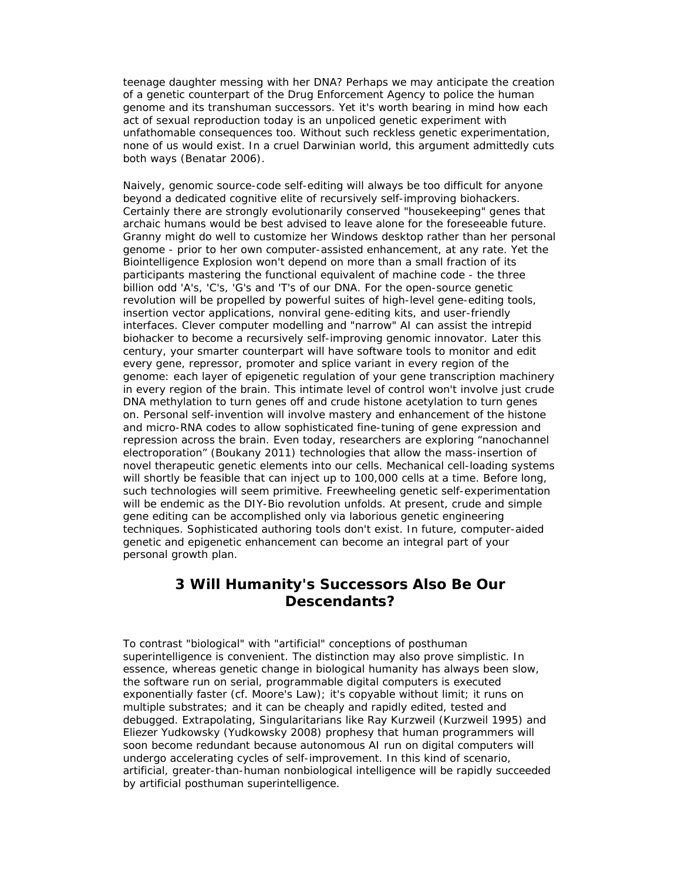teenage daughter messing with her DNA? Perhaps we may anticipate the creation of a genetic counterpart of the Drug Enforcement Agency to police the human genome and its transhuman successors. Yet it's worth bearing in mind how each act of sexual reproduction today is an unpoliced genetic experiment with unfathomable consequences too. Without such reckless genetic experimentation, none of us would exist. In a cruel Darwinian world, this argument admittedly cuts both ways (Benatar 2006).

Naively, genomic source-code self-editing will always be too difficult for anyone beyond a dedicated cognitive elite of recursively self-improving biohackers. Certainly there are strongly evolutionarily conserved "housekeeping" genes that archaic humans would be best advised to leave alone for the foreseeable future. Granny might do well to customize her Windows desktop rather than her personal genome - prior to her own computer-assisted enhancement, at any rate. Yet the Biointelligence Explosion won't depend on more than a small fraction of its participants mastering the functional equivalent of machine code - the three billion odd 'A's, 'C's, 'G's and 'T's of our DNA. For the open-source genetic revolution will be propelled by powerful suites of high-level gene-editing tools, insertion vector applications, nonviral gene-editing kits, and user-friendly interfaces. Clever computer modelling and "narrow" AI can assist the intrepid biohacker to become a recursively self-improving genomic innovator. Later this century, your smarter counterpart will have software tools to monitor and edit every gene, repressor, promoter and splice variant in every region of the genome: each layer of epigenetic regulation of your gene transcription machinery in every region of the brain. This intimate level of control won't involve just crude DNA methylation to turn genes off and crude histone acetylation to turn genes on. Personal self-invention will involve mastery and enhancement of the histone and micro-RNA codes to allow sophisticated fine-tuning of gene expression and repression across the brain. Even today, researchers are exploring "nanochannel electroporation" (Boukany 2011) technologies that allow the mass-insertion of novel therapeutic genetic elements into our cells. Mechanical cell-loading systems will shortly be feasible that can inject up to 100,000 cells at a time. Before long, such technologies will seem primitive. Freewheeling genetic self-experimentation will be endemic as the DIY-Bio revolution unfolds. At present, crude and simple gene editing can be accomplished only via laborious genetic engineering techniques. Sophisticated authoring tools don't exist. In future, computer-aided genetic and epigenetic enhancement can become an integral part of your personal growth plan.

## 3 Will Humanity's Successors Also Be Our Descendants?

To contrast "biological" with "artificial" conceptions of posthuman superintelligence is convenient. The distinction may also prove simplistic. In essence, whereas genetic change in biological humanity has always been slow, the software run on serial, programmable digital computers is executed exponentially faster (cf. Moore's Law); it's copyable without limit; it runs on multiple substrates; and it can be cheaply and rapidly edited, tested and debugged. Extrapolating, Singularitarians like Ray Kurzweil (Kurzweil 1995) and Eliezer Yudkowsky (Yudkowsky 2008) prophesy that human programmers will soon become redundant because autonomous AI run on digital computers will undergo accelerating cycles of self-improvement. In this kind of scenario, artificial, greater-than-human nonbiological intelligence will be rapidly succeeded by artificial posthuman superintelligence.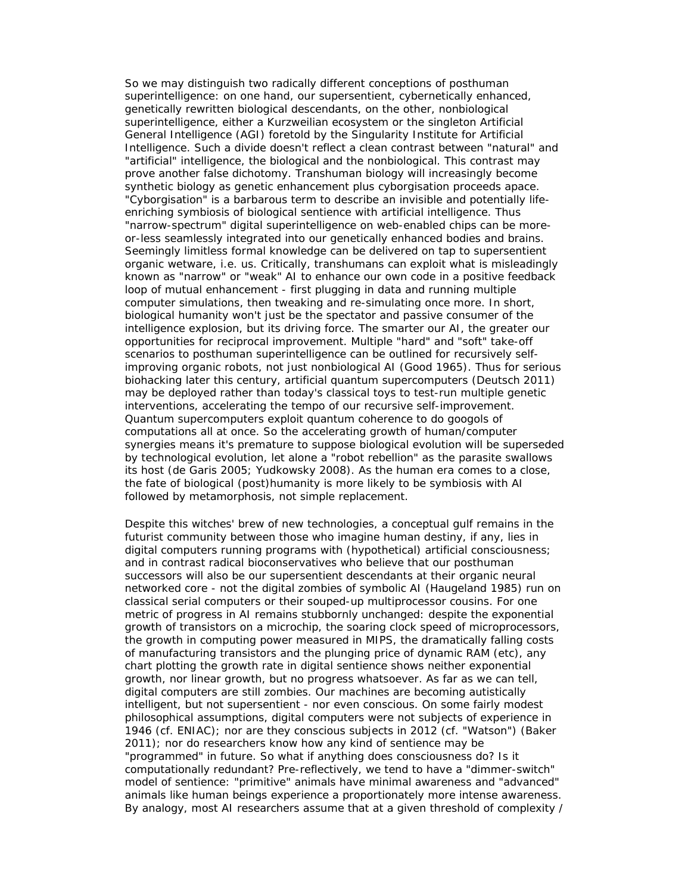So we may distinguish two radically different conceptions of posthuman superintelligence: on one hand, our supersentient, cybernetically enhanced, genetically rewritten biological descendants, on the other, nonbiological superintelligence, either a Kurzweilian ecosystem or the singleton Artificial General Intelligence (AGI) foretold by the Singularity Institute for Artificial Intelligence. Such a divide doesn't reflect a clean contrast between "natural" and "artificial" intelligence, the biological and the nonbiological. This contrast may prove another false dichotomy. Transhuman biology will increasingly become synthetic biology as genetic enhancement plus cyborgisation proceeds apace. "Cyborgisation" is a barbarous term to describe an invisible and potentially life-enriching symbiosis of biological sentience with artificial intelligence. Thus "narrow-spectrum" digital superintelligence on web-enabled chips can be more-or-less seamlessly integrated into our genetically enhanced bodies and brains. Seemingly limitless formal knowledge can be delivered on tap to supersentient organic wetware, i.e. us. Critically, transhumans can exploit what is misleadingly known as "narrow" or "weak" AI to enhance our own code in a positive feedback loop of mutual enhancement - first plugging in data and running multiple computer simulations, then tweaking and re-simulating once more. In short, biological humanity won't just be the spectator and passive consumer of the intelligence explosion, but its driving force. The smarter our AI, the greater our opportunities for reciprocal improvement. Multiple "hard" and "soft" take-off scenarios to posthuman superintelligence can be outlined for recursively self-improving organic robots, not just nonbiological AI (Good 1965). Thus for serious biohacking later this century, artificial quantum supercomputers (Deutsch 2011) may be deployed rather than today's classical toys to test-run multiple genetic interventions, accelerating the tempo of our recursive self-improvement. Quantum supercomputers exploit quantum coherence to do googols of computations all at once. So the accelerating growth of human/computer synergies means it's premature to suppose biological evolution will be superseded by technological evolution, let alone a "robot rebellion" as the parasite swallows its host (de Garis 2005; Yudkowsky 2008). As the human era comes to a close, the fate of biological (post)humanity is more likely to be symbiosis with AI followed by metamorphosis, not simple replacement.

Despite this witches' brew of new technologies, a conceptual gulf remains in the futurist community between those who imagine human destiny, if any, lies in digital computers running programs with (hypothetical) artificial consciousness; and in contrast radical bioconservatives who believe that our posthuman successors will also be our supersentient descendants at their organic neural networked core - not the digital zombies of symbolic AI (Haugeland 1985) run on classical serial computers or their souped-up multiprocessor cousins. For one metric of progress in AI remains stubbornly unchanged: despite the exponential growth of transistors on a microchip, the soaring clock speed of microprocessors, the growth in computing power measured in MIPS, the dramatically falling costs of manufacturing transistors and the plunging price of dynamic RAM (etc), any chart plotting the growth rate in digital sentience shows neither exponential growth, nor linear growth, but no progress whatsoever. As far as we can tell, digital computers are still zombies. Our machines are becoming autistically intelligent, but not supersentient - nor even conscious. On some fairly modest philosophical assumptions, digital computers were not subjects of experience in 1946 (cf. ENIAC); nor are they conscious subjects in 2012 (cf. "Watson") (Baker 2011); nor do researchers know how any kind of sentience may be "programmed" in future. So what if anything does consciousness do? Is it computationally redundant? Pre-reflectively, we tend to have a "dimmer-switch" model of sentience: "primitive" animals have minimal awareness and "advanced" animals like human beings experience a proportionately more intense awareness. By analogy, most AI researchers assume that at a given threshold of complexity /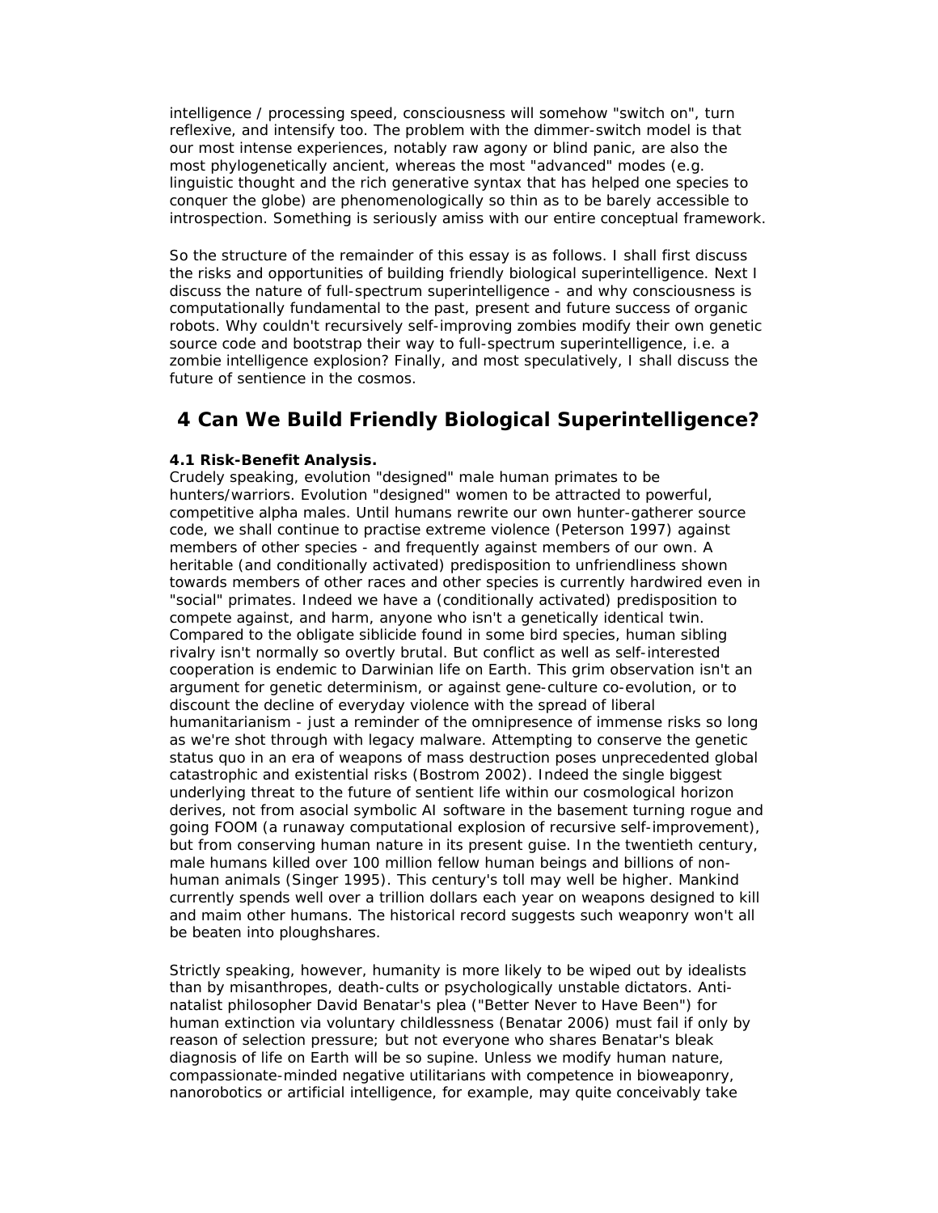intelligence / processing speed, consciousness will somehow "switch on", turn reflexive, and intensify too. The problem with the dimmer-switch model is that our most intense experiences, notably raw agony or blind panic, are also the most phylogenetically ancient, whereas the most "advanced" modes (e.g. linguistic thought and the rich generative syntax that has helped one species to conquer the globe) are phenomenologically so thin as to be barely accessible to introspection. Something is seriously amiss with our entire conceptual framework.

So the structure of the remainder of this essay is as follows. I shall first discuss the risks and opportunities of building friendly biological superintelligence. Next I discuss the nature of full-spectrum superintelligence - and why consciousness is computationally fundamental to the past, present and future success of organic robots. Why couldn't recursively self-improving zombies modify their own genetic source code and bootstrap their way to full-spectrum superintelligence, i.e. a zombie intelligence explosion? Finally, and most speculatively, I shall discuss the future of sentience in the cosmos.

## 4 Can We Build Friendly Biological Superintelligence?

**4.1 Risk-Benefit Analysis.**

Crudely speaking, evolution "designed" male human primates to be hunters/warriors. Evolution "designed" women to be attracted to powerful, competitive alpha males. Until humans rewrite our own hunter-gatherer source code, we shall continue to practise extreme violence (Peterson 1997) against members of other species - and frequently against members of our own. A heritable (and conditionally activated) predisposition to unfriendliness shown towards members of other races and other species is currently hardwired even in "social" primates. Indeed we have a (conditionally activated) predisposition to compete against, and harm, anyone who isn't a genetically identical twin. Compared to the obligate siblicide found in some bird species, human sibling rivalry isn't normally so overtly brutal. But conflict as well as self-interested cooperation is endemic to Darwinian life on Earth. This grim observation isn't an argument for genetic determinism, or against gene-culture co-evolution, or to discount the decline of everyday violence with the spread of liberal humanitarianism - just a reminder of the omnipresence of immense risks so long as we're shot through with legacy malware. Attempting to conserve the genetic status quo in an era of weapons of mass destruction poses unprecedented global catastrophic and existential risks (Bostrom 2002). Indeed the single biggest underlying threat to the future of sentient life within our cosmological horizon derives, not from asocial symbolic AI software in the basement turning rogue and going FOOM (a runaway computational explosion of recursive self-improvement), but from conserving human nature in its present guise. In the twentieth century, male humans killed over 100 million fellow human beings and billions of non-human animals (Singer 1995). This century's toll may well be higher. Mankind currently spends well over a trillion dollars each year on weapons designed to kill and maim other humans. The historical record suggests such weaponry won't all be beaten into ploughshares.

Strictly speaking, however, humanity is more likely to be wiped out by idealists than by misanthropes, death-cults or psychologically unstable dictators. Anti-natalist philosopher David Benatar's plea ("Better Never to Have Been") for human extinction via voluntary childlessness (Benatar 2006) must fail if only by reason of selection pressure; but not everyone who shares Benatar's bleak diagnosis of life on Earth will be so supine. Unless we modify human nature, compassionate-minded negative utilitarians with competence in bioweaponry, nanorobotics or artificial intelligence, for example, may quite conceivably take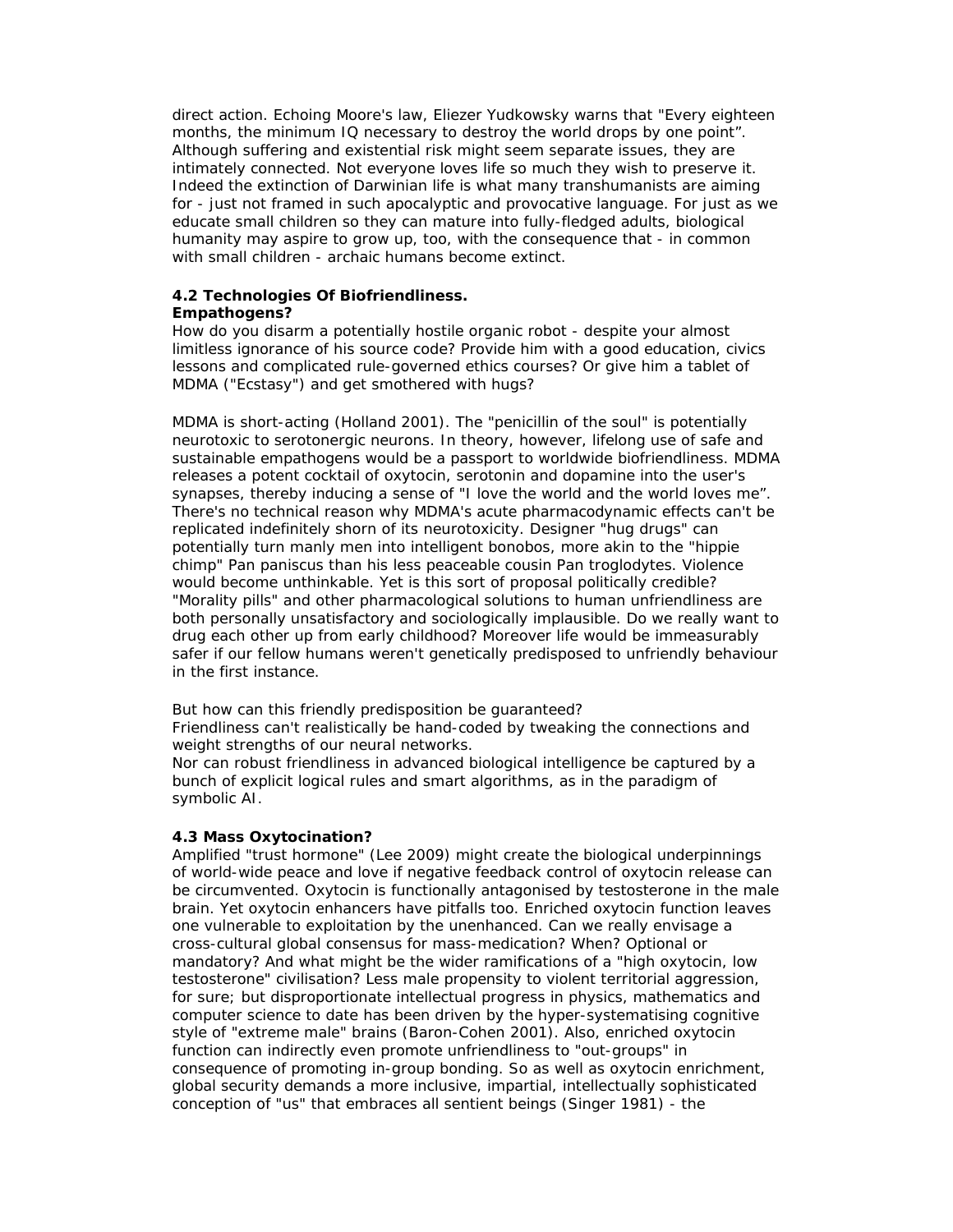direct action. Echoing Moore's law, Eliezer Yudkowsky warns that "Every eighteen months, the minimum IQ necessary to destroy the world drops by one point". Although suffering and existential risk might seem separate issues, they are intimately connected. Not everyone loves life so much they wish to preserve it. Indeed the extinction of Darwinian life is what many transhumanists are aiming for - just not framed in such apocalyptic and provocative language. For just as we educate small children so they can mature into fully-fledged adults, biological humanity may aspire to grow up, too, with the consequence that - in common with small children - archaic humans become extinct.

### 4.2 Technologies Of Biofriendliness.

**Empathogens?**

How do you disarm a potentially hostile organic robot - despite your almost limitless ignorance of his source code? Provide him with a good education, civics lessons and complicated rule-governed ethics courses? Or give him a tablet of MDMA ("Ecstasy") and get smothered with hugs?

MDMA is short-acting (Holland 2001). The "penicillin of the soul" is potentially neurotoxic to serotonergic neurons. In theory, however, lifelong use of safe and sustainable empathogens would be a passport to worldwide biofriendliness. MDMA releases a potent cocktail of oxytocin, serotonin and dopamine into the user's synapses, thereby inducing a sense of "I love the world and the world loves me". There's no technical reason why MDMA's acute pharmacodynamic effects can't be replicated indefinitely shorn of its neurotoxicity. Designer "hug drugs" can potentially turn manly men into intelligent bonobos, more akin to the "hippie chimp" Pan paniscus than his less peaceable cousin Pan troglodytes. Violence would become unthinkable. Yet is this sort of proposal politically credible? "Morality pills" and other pharmacological solutions to human unfriendliness are both personally unsatisfactory and sociologically implausible. Do we really want to drug each other up from early childhood? Moreover life would be immeasurably safer if our fellow humans weren't genetically predisposed to unfriendly behaviour in the first instance.

But how can this friendly predisposition be guaranteed?
Friendliness can't realistically be hand-coded by tweaking the connections and weight strengths of our neural networks.
Nor can robust friendliness in advanced biological intelligence be captured by a bunch of explicit logical rules and smart algorithms, as in the paradigm of symbolic AI.

### 4.3 Mass Oxytocination?

Amplified "trust hormone" (Lee 2009) might create the biological underpinnings of world-wide peace and love if negative feedback control of oxytocin release can be circumvented. Oxytocin is functionally antagonised by testosterone in the male brain. Yet oxytocin enhancers have pitfalls too. Enriched oxytocin function leaves one vulnerable to exploitation by the unenhanced. Can we really envisage a cross-cultural global consensus for mass-medication? When? Optional or mandatory? And what might be the wider ramifications of a "high oxytocin, low testosterone" civilisation? Less male propensity to violent territorial aggression, for sure; but disproportionate intellectual progress in physics, mathematics and computer science to date has been driven by the hyper-systematising cognitive style of "extreme male" brains (Baron-Cohen 2001). Also, enriched oxytocin function can indirectly even promote unfriendliness to "out-groups" in consequence of promoting in-group bonding. So as well as oxytocin enrichment, global security demands a more inclusive, impartial, intellectually sophisticated conception of "us" that embraces all sentient beings (Singer 1981) - the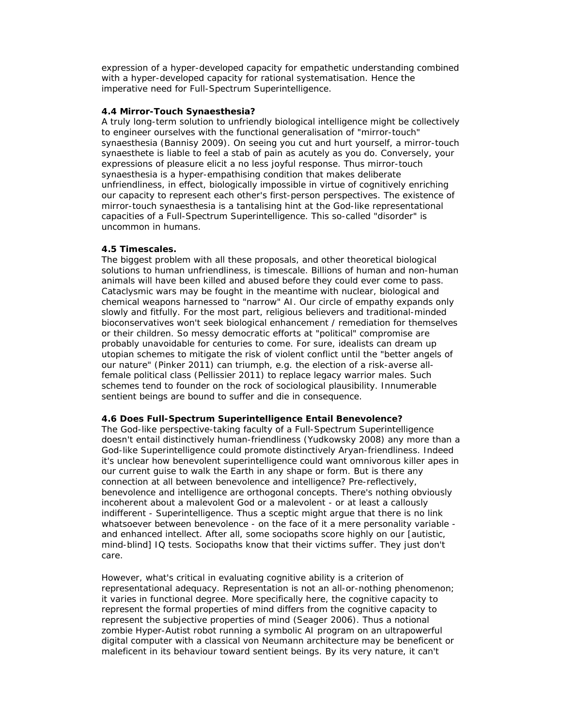expression of a hyper-developed capacity for empathetic understanding combined with a hyper-developed capacity for rational systematisation. Hence the imperative need for Full-Spectrum Superintelligence.

### 4.4 Mirror-Touch Synaesthesia?

A truly long-term solution to unfriendly biological intelligence might be collectively to engineer ourselves with the functional generalisation of "mirror-touch" synaesthesia (Bannisy 2009). On seeing you cut and hurt yourself, a mirror-touch synaesthete is liable to feel a stab of pain as acutely as you do. Conversely, your expressions of pleasure elicit a no less joyful response. Thus mirror-touch synaesthesia is a hyper-empathising condition that makes deliberate unfriendliness, in effect, biologically impossible in virtue of cognitively enriching our capacity to represent each other's first-person perspectives. The existence of mirror-touch synaesthesia is a tantalising hint at the God-like representational capacities of a Full-Spectrum Superintelligence. This so-called "disorder" is uncommon in humans.

### 4.5 Timescales.

The biggest problem with all these proposals, and other theoretical biological solutions to human unfriendliness, is timescale. Billions of human and non-human animals will have been killed and abused before they could ever come to pass. Cataclysmic wars may be fought in the meantime with nuclear, biological and chemical weapons harnessed to "narrow" AI. Our circle of empathy expands only slowly and fitfully. For the most part, religious believers and traditional-minded bioconservatives won't seek biological enhancement / remediation for themselves or their children. So messy democratic efforts at "political" compromise are probably unavoidable for centuries to come. For sure, idealists can dream up utopian schemes to mitigate the risk of violent conflict until the "better angels of our nature" (Pinker 2011) can triumph, e.g. the election of a risk-averse all-female political class (Pellissier 2011) to replace legacy warrior males. Such schemes tend to founder on the rock of sociological plausibility. Innumerable sentient beings are bound to suffer and die in consequence.

### 4.6 Does Full-Spectrum Superintelligence Entail Benevolence?

The God-like perspective-taking faculty of a Full-Spectrum Superintelligence doesn't entail distinctively human-friendliness (Yudkowsky 2008) any more than a God-like Superintelligence could promote distinctively Aryan-friendliness. Indeed it's unclear how benevolent superintelligence could want omnivorous killer apes in our current guise to walk the Earth in any shape or form. But is there any connection at all between benevolence and intelligence? Pre-reflectively, benevolence and intelligence are orthogonal concepts. There's nothing obviously incoherent about a malevolent God or a malevolent - or at least a callously indifferent - Superintelligence. Thus a sceptic might argue that there is no link whatsoever between benevolence - on the face of it a mere personality variable - and enhanced intellect. After all, some sociopaths score highly on our [autistic, mind-blind] IQ tests. Sociopaths know that their victims suffer. They just don't care.

However, what's critical in evaluating cognitive ability is a criterion of representational adequacy. Representation is not an all-or-nothing phenomenon; it varies in functional degree. More specifically here, the cognitive capacity to represent the formal properties of mind differs from the cognitive capacity to represent the subjective properties of mind (Seager 2006). Thus a notional zombie Hyper-Autist robot running a symbolic AI program on an ultrapowerful digital computer with a classical von Neumann architecture may be beneficent or maleficent in its behaviour toward sentient beings. By its very nature, it can't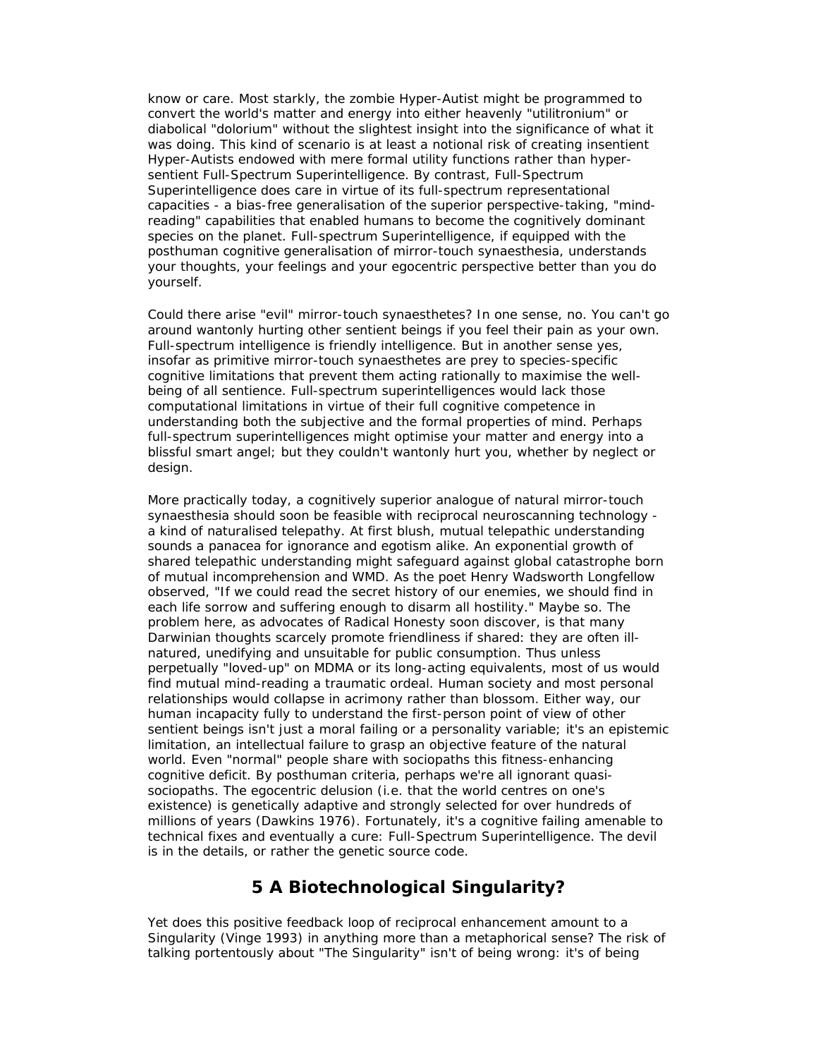know or care. Most starkly, the zombie Hyper-Autist might be programmed to convert the world's matter and energy into either heavenly "utilitronium" or diabolical "dolorium" without the slightest insight into the significance of what it was doing. This kind of scenario is at least a notional risk of creating insentient Hyper-Autists endowed with mere formal utility functions rather than hyper-sentient Full-Spectrum Superintelligence. By contrast, Full-Spectrum Superintelligence does care in virtue of its full-spectrum representational capacities - a bias-free generalisation of the superior perspective-taking, "mind-reading" capabilities that enabled humans to become the cognitively dominant species on the planet. Full-spectrum Superintelligence, if equipped with the posthuman cognitive generalisation of mirror-touch synaesthesia, understands your thoughts, your feelings and your egocentric perspective better than you do yourself.

Could there arise "evil" mirror-touch synaesthetes? In one sense, no. You can't go around wantonly hurting other sentient beings if you feel their pain as your own. Full-spectrum intelligence is friendly intelligence. But in another sense yes, insofar as primitive mirror-touch synaesthetes are prey to species-specific cognitive limitations that prevent them acting rationally to maximise the well-being of all sentience. Full-spectrum superintelligences would lack those computational limitations in virtue of their full cognitive competence in understanding both the subjective and the formal properties of mind. Perhaps full-spectrum superintelligences might optimise your matter and energy into a blissful smart angel; but they couldn't wantonly hurt you, whether by neglect or design.

More practically today, a cognitively superior analogue of natural mirror-touch synaesthesia should soon be feasible with reciprocal neuroscanning technology - a kind of naturalised telepathy. At first blush, mutual telepathic understanding sounds a panacea for ignorance and egotism alike. An exponential growth of shared telepathic understanding might safeguard against global catastrophe born of mutual incomprehension and WMD. As the poet Henry Wadsworth Longfellow observed, "If we could read the secret history of our enemies, we should find in each life sorrow and suffering enough to disarm all hostility." Maybe so. The problem here, as advocates of Radical Honesty soon discover, is that many Darwinian thoughts scarcely promote friendliness if shared: they are often ill-natured, unedifying and unsuitable for public consumption. Thus unless perpetually "loved-up" on MDMA or its long-acting equivalents, most of us would find mutual mind-reading a traumatic ordeal. Human society and most personal relationships would collapse in acrimony rather than blossom. Either way, our human incapacity fully to understand the first-person point of view of other sentient beings isn't just a moral failing or a personality variable; it's an epistemic limitation, an intellectual failure to grasp an objective feature of the natural world. Even "normal" people share with sociopaths this fitness-enhancing cognitive deficit. By posthuman criteria, perhaps we're all ignorant quasi-sociopaths. The egocentric delusion (i.e. that the world centres on one's existence) is genetically adaptive and strongly selected for over hundreds of millions of years (Dawkins 1976). Fortunately, it's a cognitive failing amenable to technical fixes and eventually a cure: Full-Spectrum Superintelligence. The devil is in the details, or rather the genetic source code.

## 5 A Biotechnological Singularity?

Yet does this positive feedback loop of reciprocal enhancement amount to a Singularity (Vinge 1993) in anything more than a metaphorical sense? The risk of talking portentously about "The Singularity" isn't of being wrong: it's of being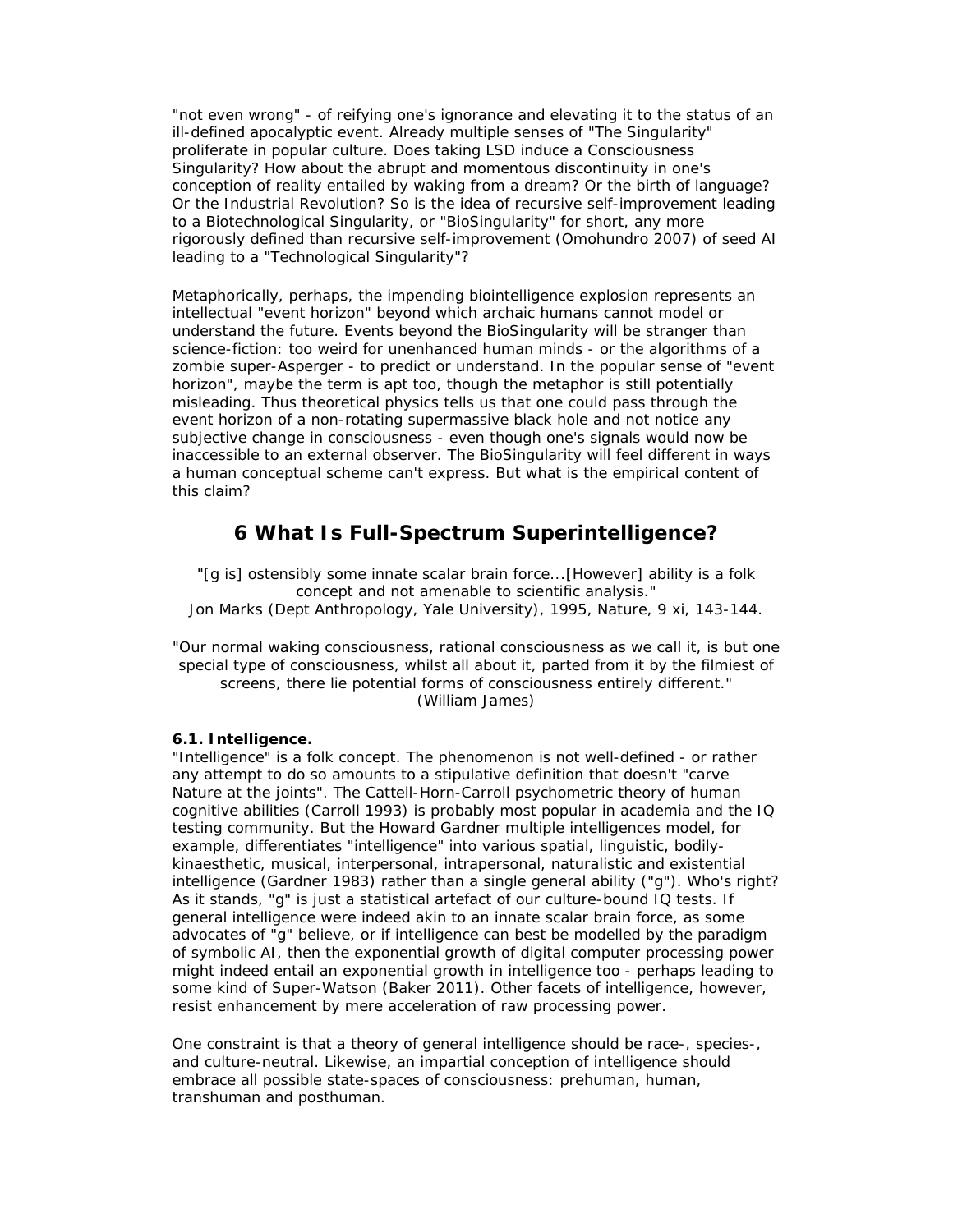"not even wrong" - of reifying one's ignorance and elevating it to the status of an ill-defined apocalyptic event. Already multiple senses of "The Singularity" proliferate in popular culture. Does taking LSD induce a Consciousness Singularity? How about the abrupt and momentous discontinuity in one's conception of reality entailed by waking from a dream? Or the birth of language? Or the Industrial Revolution? So is the idea of recursive self-improvement leading to a Biotechnological Singularity, or "BioSingularity" for short, any more rigorously defined than recursive self-improvement (Omohundro 2007) of seed AI leading to a "Technological Singularity"?

Metaphorically, perhaps, the impending biointelligence explosion represents an intellectual "event horizon" beyond which archaic humans cannot model or understand the future. Events beyond the BioSingularity will be stranger than science-fiction: too weird for unenhanced human minds - or the algorithms of a zombie super-Asperger - to predict or understand. In the popular sense of "event horizon", maybe the term is apt too, though the metaphor is still potentially misleading. Thus theoretical physics tells us that one could pass through the event horizon of a non-rotating supermassive black hole and not notice any subjective change in consciousness - even though one's signals would now be inaccessible to an external observer. The BioSingularity will feel different in ways a human conceptual scheme can't express. But what is the empirical content of this claim?

## 6 What Is Full-Spectrum Superintelligence?

"[g is] ostensibly some innate scalar brain force...[However] ability is a folk concept and not amenable to scientific analysis."
Jon Marks (Dept Anthropology, Yale University), 1995, Nature, 9 xi, 143-144.

"Our normal waking consciousness, rational consciousness as we call it, is but one special type of consciousness, whilst all about it, parted from it by the filmiest of screens, there lie potential forms of consciousness entirely different."
(William James)

**6.1. Intelligence.**
"Intelligence" is a folk concept. The phenomenon is not well-defined - or rather any attempt to do so amounts to a stipulative definition that doesn't "carve Nature at the joints". The Cattell-Horn-Carroll psychometric theory of human cognitive abilities (Carroll 1993) is probably most popular in academia and the IQ testing community. But the Howard Gardner multiple intelligences model, for example, differentiates "intelligence" into various spatial, linguistic, bodily-kinaesthetic, musical, interpersonal, intrapersonal, naturalistic and existential intelligence (Gardner 1983) rather than a single general ability ("g"). Who's right? As it stands, "g" is just a statistical artefact of our culture-bound IQ tests. If general intelligence were indeed akin to an innate scalar brain force, as some advocates of "g" believe, or if intelligence can best be modelled by the paradigm of symbolic AI, then the exponential growth of digital computer processing power might indeed entail an exponential growth in intelligence too - perhaps leading to some kind of Super-Watson (Baker 2011). Other facets of intelligence, however, resist enhancement by mere acceleration of raw processing power.

One constraint is that a theory of general intelligence should be race-, species-, and culture-neutral. Likewise, an impartial conception of intelligence should embrace all possible state-spaces of consciousness: prehuman, human, transhuman and posthuman.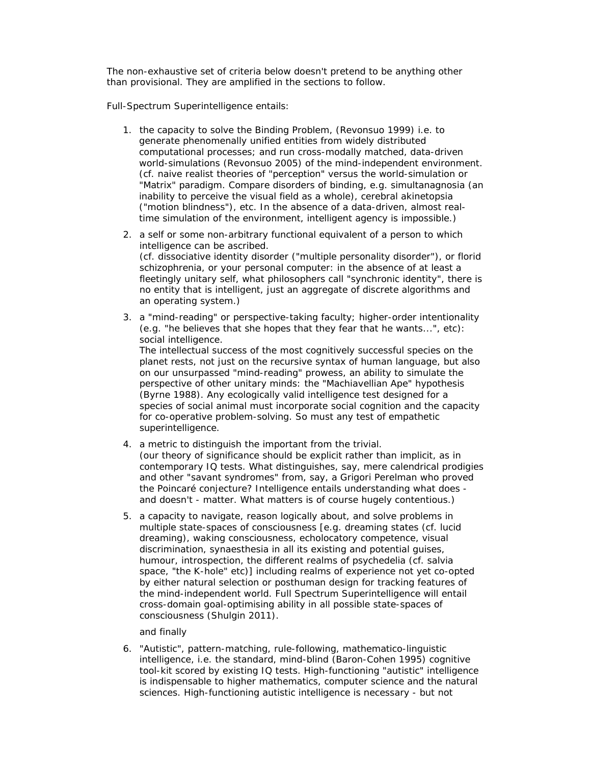The non-exhaustive set of criteria below doesn't pretend to be anything other than provisional. They are amplified in the sections to follow.

Full-Spectrum Superintelligence entails:

1. the capacity to solve the Binding Problem, (Revonsuo 1999) i.e. to generate phenomenally unified entities from widely distributed computational processes; and run cross-modally matched, data-driven world-simulations (Revonsuo 2005) of the mind-independent environment. (cf. naive realist theories of "perception" versus the world-simulation or "Matrix" paradigm. Compare disorders of binding, e.g. simultanagnosia (an inability to perceive the visual field as a whole), cerebral akinetopsia ("motion blindness"), etc. In the absence of a data-driven, almost real-time simulation of the environment, intelligent agency is impossible.)

2. a self or some non-arbitrary functional equivalent of a person to which intelligence can be ascribed.
(cf. dissociative identity disorder ("multiple personality disorder"), or florid schizophrenia, or your personal computer: in the absence of at least a fleetingly unitary self, what philosophers call "synchronic identity", there is no entity that is intelligent, just an aggregate of discrete algorithms and an operating system.)

3. a "mind-reading" or perspective-taking faculty; higher-order intentionality (e.g. "he believes that she hopes that they fear that he wants...", etc): social intelligence.
The intellectual success of the most cognitively successful species on the planet rests, not just on the recursive syntax of human language, but also on our unsurpassed "mind-reading" prowess, an ability to simulate the perspective of other unitary minds: the "Machiavellian Ape" hypothesis (Byrne 1988). Any ecologically valid intelligence test designed for a species of social animal must incorporate social cognition and the capacity for co-operative problem-solving. So must any test of empathetic superintelligence.

4. a metric to distinguish the important from the trivial.
(our theory of significance should be explicit rather than implicit, as in contemporary IQ tests. What distinguishes, say, mere calendrical prodigies and other "savant syndromes" from, say, a Grigori Perelman who proved the Poincaré conjecture? Intelligence entails understanding what does - and doesn't - matter. What matters is of course hugely contentious.)

5. a capacity to navigate, reason logically about, and solve problems in multiple state-spaces of consciousness [e.g. dreaming states (cf. lucid dreaming), waking consciousness, echolocatory competence, visual discrimination, synaesthesia in all its existing and potential guises, humour, introspection, the different realms of psychedelia (cf. salvia space, "the K-hole" etc)] including realms of experience not yet co-opted by either natural selection or posthuman design for tracking features of the mind-independent world. Full Spectrum Superintelligence will entail cross-domain goal-optimising ability in all possible state-spaces of consciousness (Shulgin 2011).

   and finally

6. "Autistic", pattern-matching, rule-following, mathematico-linguistic intelligence, i.e. the standard, mind-blind (Baron-Cohen 1995) cognitive tool-kit scored by existing IQ tests. High-functioning "autistic" intelligence is indispensable to higher mathematics, computer science and the natural sciences. High-functioning autistic intelligence is necessary - but not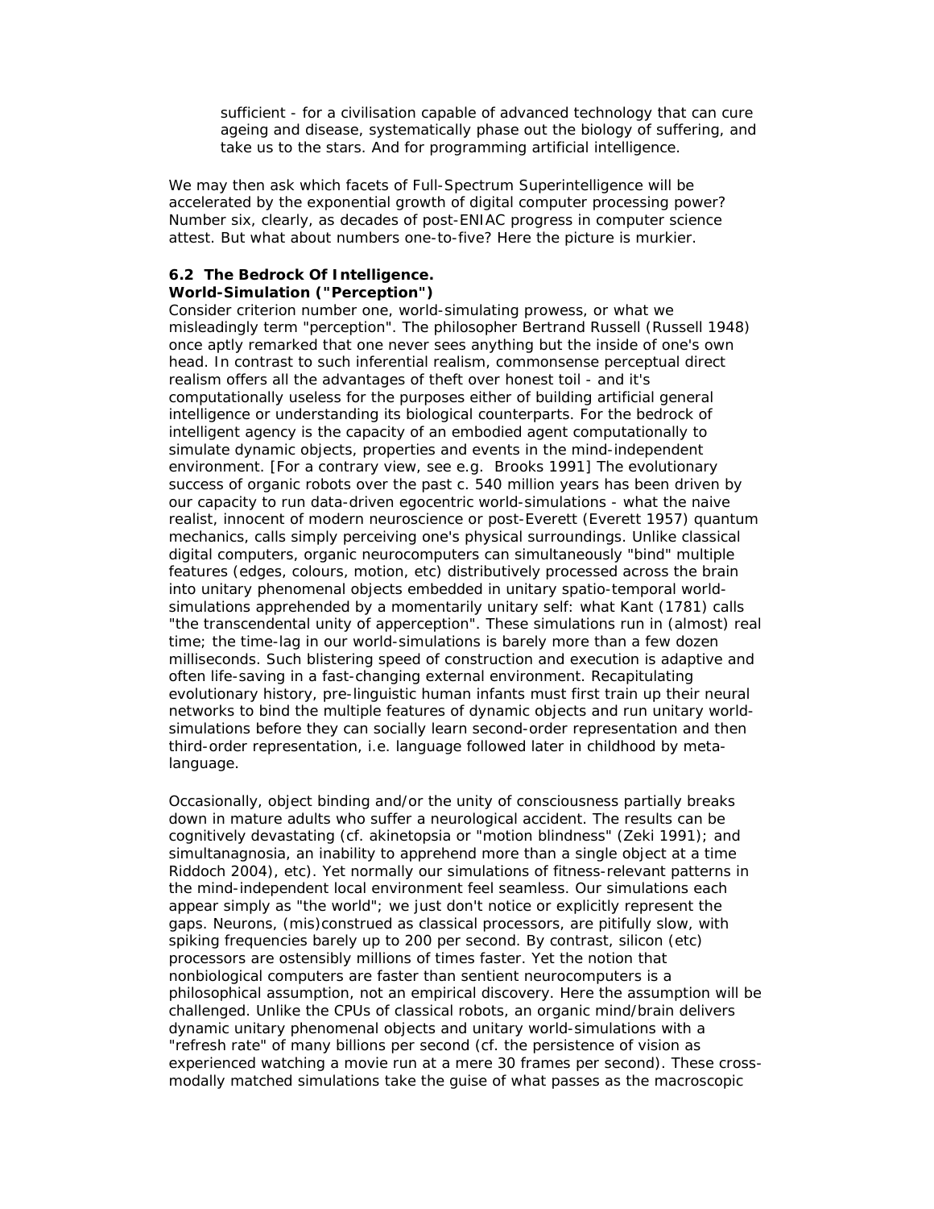sufficient - for a civilisation capable of advanced technology that can cure ageing and disease, systematically phase out the biology of suffering, and take us to the stars. And for programming artificial intelligence.

We may then ask which facets of Full-Spectrum Superintelligence will be accelerated by the exponential growth of digital computer processing power? Number six, clearly, as decades of post-ENIAC progress in computer science attest. But what about numbers one-to-five? Here the picture is murkier.

### 6.2 The Bedrock Of Intelligence.

**World-Simulation ("Perception")**

Consider criterion number one, world-simulating prowess, or what we misleadingly term "perception". The philosopher Bertrand Russell (Russell 1948) once aptly remarked that one never sees anything but the inside of one's own head. In contrast to such inferential realism, commonsense perceptual direct realism offers all the advantages of theft over honest toil - and it's computationally useless for the purposes either of building artificial general intelligence or understanding its biological counterparts. For the bedrock of intelligent agency is the capacity of an embodied agent computationally to simulate dynamic objects, properties and events in the mind-independent environment. [For a contrary view, see e.g. Brooks 1991] The evolutionary success of organic robots over the past c. 540 million years has been driven by our capacity to run data-driven egocentric world-simulations - what the naive realist, innocent of modern neuroscience or post-Everett (Everett 1957) quantum mechanics, calls simply perceiving one's physical surroundings. Unlike classical digital computers, organic neurocomputers can simultaneously "bind" multiple features (edges, colours, motion, etc) distributively processed across the brain into unitary phenomenal objects embedded in unitary spatio-temporal world-simulations apprehended by a momentarily unitary self: what Kant (1781) calls "the transcendental unity of apperception". These simulations run in (almost) real time; the time-lag in our world-simulations is barely more than a few dozen milliseconds. Such blistering speed of construction and execution is adaptive and often life-saving in a fast-changing external environment. Recapitulating evolutionary history, pre-linguistic human infants must first train up their neural networks to bind the multiple features of dynamic objects and run unitary world-simulations before they can socially learn second-order representation and then third-order representation, i.e. language followed later in childhood by meta-language.

Occasionally, object binding and/or the unity of consciousness partially breaks down in mature adults who suffer a neurological accident. The results can be cognitively devastating (cf. akinetopsia or "motion blindness" (Zeki 1991); and simultanagnosia, an inability to apprehend more than a single object at a time Riddoch 2004), etc). Yet normally our simulations of fitness-relevant patterns in the mind-independent local environment feel seamless. Our simulations each appear simply as "the world"; we just don't notice or explicitly represent the gaps. Neurons, (mis)construed as classical processors, are pitifully slow, with spiking frequencies barely up to 200 per second. By contrast, silicon (etc) processors are ostensibly millions of times faster. Yet the notion that nonbiological computers are faster than sentient neurocomputers is a philosophical assumption, not an empirical discovery. Here the assumption will be challenged. Unlike the CPUs of classical robots, an organic mind/brain delivers dynamic unitary phenomenal objects and unitary world-simulations with a "refresh rate" of many billions per second (cf. the persistence of vision as experienced watching a movie run at a mere 30 frames per second). These cross-modally matched simulations take the guise of what passes as the macroscopic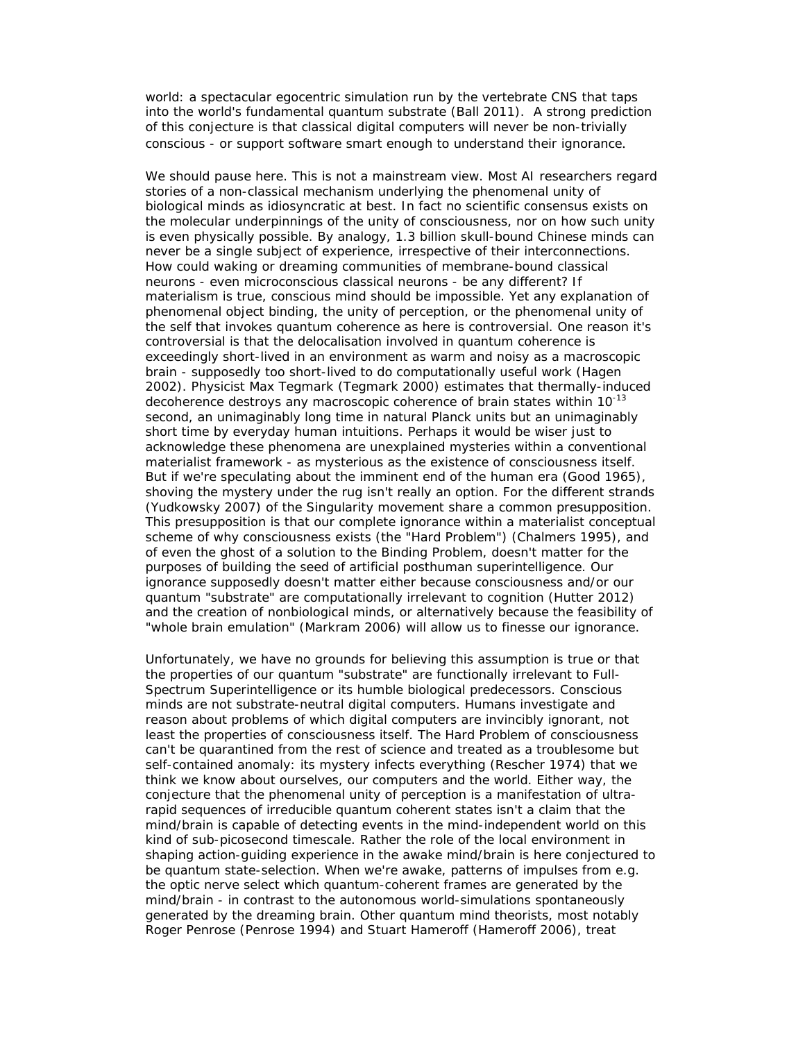world: a spectacular egocentric simulation run by the vertebrate CNS that taps into the world's fundamental quantum substrate (Ball 2011). A strong prediction of this conjecture is that classical digital computers will never be non-trivially conscious - or support software smart enough to understand their ignorance.

We should pause here. This is not a mainstream view. Most AI researchers regard stories of a non-classical mechanism underlying the phenomenal unity of biological minds as idiosyncratic at best. In fact no scientific consensus exists on the molecular underpinnings of the unity of consciousness, nor on how such unity is even physically possible. By analogy, 1.3 billion skull-bound Chinese minds can never be a single subject of experience, irrespective of their interconnections. How could waking or dreaming communities of membrane-bound classical neurons - even microconscious classical neurons - be any different? If materialism is true, conscious mind should be impossible. Yet any explanation of phenomenal object binding, the unity of perception, or the phenomenal unity of the self that invokes quantum coherence as here is controversial. One reason it's controversial is that the delocalisation involved in quantum coherence is exceedingly short-lived in an environment as warm and noisy as a macroscopic brain - supposedly too short-lived to do computationally useful work (Hagen 2002). Physicist Max Tegmark (Tegmark 2000) estimates that thermally-induced decoherence destroys any macroscopic coherence of brain states within $10^{-13}$ second, an unimaginably long time in natural Planck units but an unimaginably short time by everyday human intuitions. Perhaps it would be wiser just to acknowledge these phenomena are unexplained mysteries within a conventional materialist framework - as mysterious as the existence of consciousness itself. But if we're speculating about the imminent end of the human era (Good 1965), shoving the mystery under the rug isn't really an option. For the different strands (Yudkowsky 2007) of the Singularity movement share a common presupposition. This presupposition is that our complete ignorance within a materialist conceptual scheme of why consciousness exists (the "Hard Problem") (Chalmers 1995), and of even the ghost of a solution to the Binding Problem, doesn't matter for the purposes of building the seed of artificial posthuman superintelligence. Our ignorance supposedly doesn't matter either because consciousness and/or our quantum "substrate" are computationally irrelevant to cognition (Hutter 2012) and the creation of nonbiological minds, or alternatively because the feasibility of "whole brain emulation" (Markram 2006) will allow us to finesse our ignorance.

Unfortunately, we have no grounds for believing this assumption is true or that the properties of our quantum "substrate" are functionally irrelevant to Full-Spectrum Superintelligence or its humble biological predecessors. Conscious minds are not substrate-neutral digital computers. Humans investigate and reason about problems of which digital computers are invincibly ignorant, not least the properties of consciousness itself. The Hard Problem of consciousness can't be quarantined from the rest of science and treated as a troublesome but self-contained anomaly: its mystery infects everything (Rescher 1974) that we think we know about ourselves, our computers and the world. Either way, the conjecture that the phenomenal unity of perception is a manifestation of ultra-rapid sequences of irreducible quantum coherent states isn't a claim that the mind/brain is capable of detecting events in the mind-independent world on this kind of sub-picosecond timescale. Rather the role of the local environment in shaping action-guiding experience in the awake mind/brain is here conjectured to be quantum state-selection. When we're awake, patterns of impulses from e.g. the optic nerve select which quantum-coherent frames are generated by the mind/brain - in contrast to the autonomous world-simulations spontaneously generated by the dreaming brain. Other quantum mind theorists, most notably Roger Penrose (Penrose 1994) and Stuart Hameroff (Hameroff 2006), treat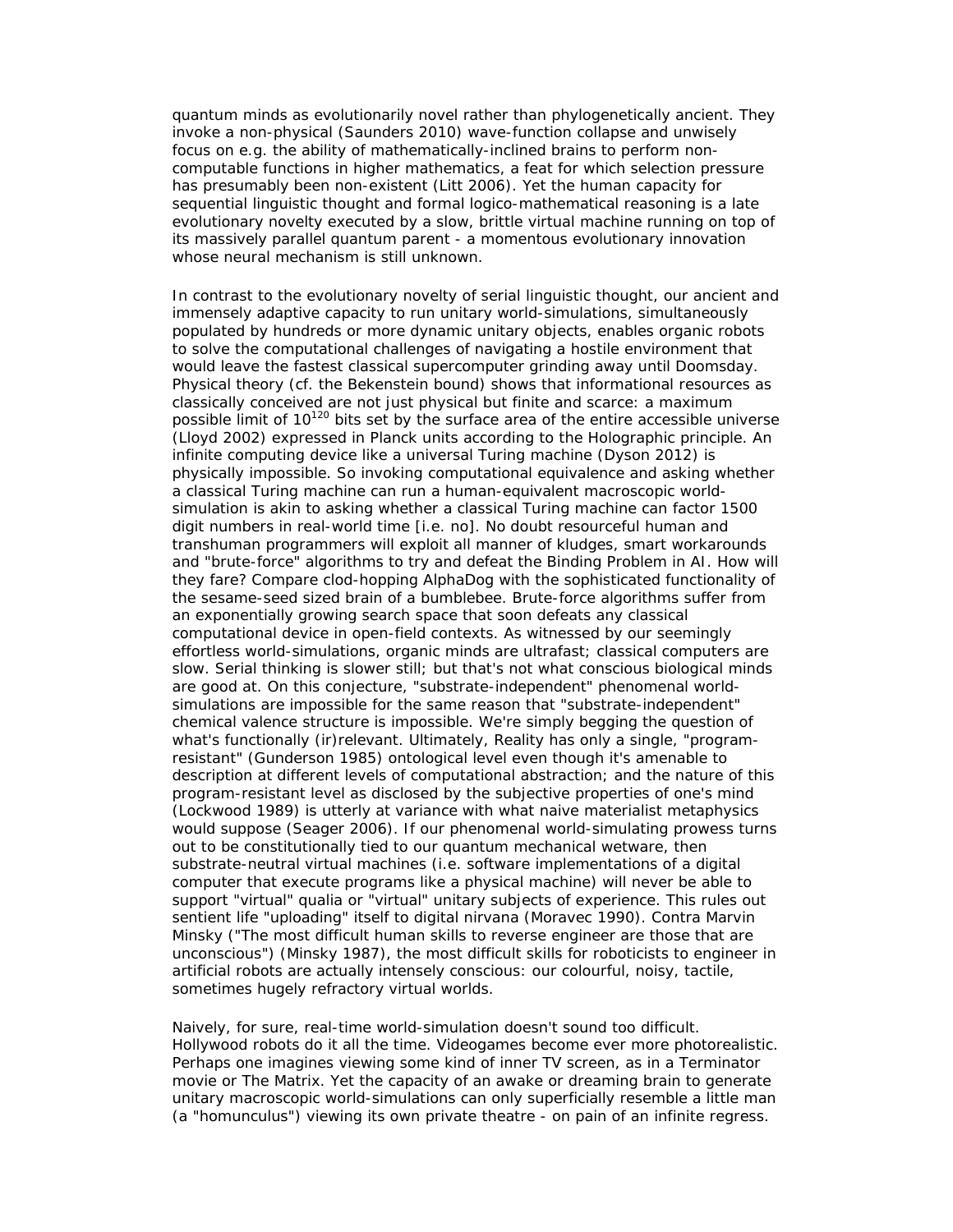quantum minds as evolutionarily novel rather than phylogenetically ancient. They invoke a non-physical (Saunders 2010) wave-function collapse and unwisely focus on e.g. the ability of mathematically-inclined brains to perform non-computable functions in higher mathematics, a feat for which selection pressure has presumably been non-existent (Litt 2006). Yet the human capacity for sequential linguistic thought and formal logico-mathematical reasoning is a late evolutionary novelty executed by a slow, brittle virtual machine running on top of its massively parallel quantum parent - a momentous evolutionary innovation whose neural mechanism is still unknown.

In contrast to the evolutionary novelty of serial linguistic thought, our ancient and immensely adaptive capacity to run unitary world-simulations, simultaneously populated by hundreds or more dynamic unitary objects, enables organic robots to solve the computational challenges of navigating a hostile environment that would leave the fastest classical supercomputer grinding away until Doomsday. Physical theory (cf. the Bekenstein bound) shows that informational resources as classically conceived are not just physical but finite and scarce: a maximum possible limit of $10^{120}$ bits set by the surface area of the entire accessible universe (Lloyd 2002) expressed in Planck units according to the Holographic principle. An infinite computing device like a universal Turing machine (Dyson 2012) is physically impossible. So invoking computational equivalence and asking whether a classical Turing machine can run a human-equivalent macroscopic world-simulation is akin to asking whether a classical Turing machine can factor 1500 digit numbers in real-world time [i.e. no]. No doubt resourceful human and transhuman programmers will exploit all manner of kludges, smart workarounds and "brute-force" algorithms to try and defeat the Binding Problem in AI. How will they fare? Compare clod-hopping AlphaDog with the sophisticated functionality of the sesame-seed sized brain of a bumblebee. Brute-force algorithms suffer from an exponentially growing search space that soon defeats any classical computational device in open-field contexts. As witnessed by our seemingly effortless world-simulations, organic minds are ultrafast; classical computers are slow. Serial thinking is slower still; but that's not what conscious biological minds are good at. On this conjecture, "substrate-independent" phenomenal world-simulations are impossible for the same reason that "substrate-independent" chemical valence structure is impossible. We're simply begging the question of what's functionally (ir)relevant. Ultimately, Reality has only a single, "program-resistant" (Gunderson 1985) ontological level even though it's amenable to description at different levels of computational abstraction; and the nature of this program-resistant level as disclosed by the subjective properties of one's mind (Lockwood 1989) is utterly at variance with what naive materialist metaphysics would suppose (Seager 2006). If our phenomenal world-simulating prowess turns out to be constitutionally tied to our quantum mechanical wetware, then substrate-neutral virtual machines (i.e. software implementations of a digital computer that execute programs like a physical machine) will never be able to support "virtual" qualia or "virtual" unitary subjects of experience. This rules out sentient life "uploading" itself to digital nirvana (Moravec 1990). Contra Marvin Minsky ("The most difficult human skills to reverse engineer are those that are unconscious") (Minsky 1987), the most difficult skills for roboticists to engineer in artificial robots are actually intensely conscious: our colourful, noisy, tactile, sometimes hugely refractory virtual worlds.

Naively, for sure, real-time world-simulation doesn't sound too difficult. Hollywood robots do it all the time. Videogames become ever more photorealistic. Perhaps one imagines viewing some kind of inner TV screen, as in a Terminator movie or The Matrix. Yet the capacity of an awake or dreaming brain to generate unitary macroscopic world-simulations can only superficially resemble a little man (a "homunculus") viewing its own private theatre - on pain of an infinite regress.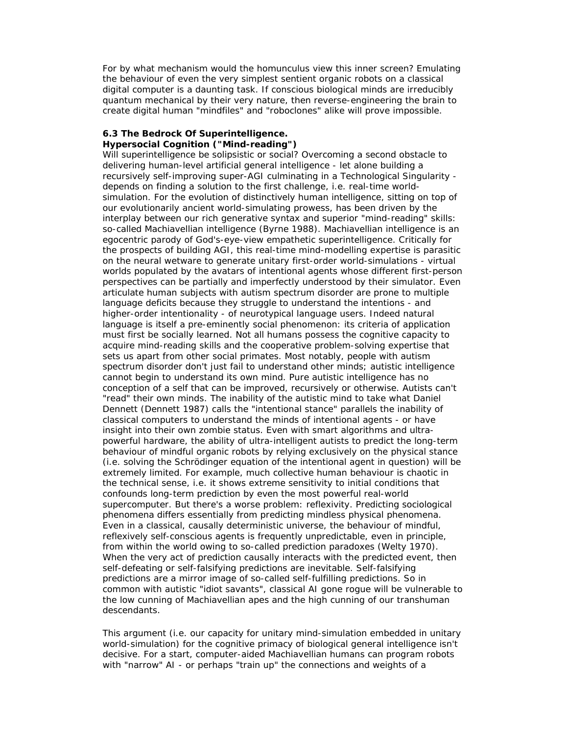For by what mechanism would the homunculus view this inner screen? Emulating the behaviour of even the very simplest sentient organic robots on a classical digital computer is a daunting task. If conscious biological minds are irreducibly quantum mechanical by their very nature, then reverse-engineering the brain to create digital human "mindfiles" and "roboclones" alike will prove impossible.

### 6.3 The Bedrock Of Superintelligence.
### Hypersocial Cognition ("Mind-reading")

Will superintelligence be solipsistic or social? Overcoming a second obstacle to delivering human-level artificial general intelligence - let alone building a recursively self-improving super-AGI culminating in a Technological Singularity - depends on finding a solution to the first challenge, i.e. real-time world-simulation. For the evolution of distinctively human intelligence, sitting on top of our evolutionarily ancient world-simulating prowess, has been driven by the interplay between our rich generative syntax and superior "mind-reading" skills: so-called Machiavellian intelligence (Byrne 1988). Machiavellian intelligence is an egocentric parody of God's-eye-view empathetic superintelligence. Critically for the prospects of building AGI, this real-time mind-modelling expertise is parasitic on the neural wetware to generate unitary first-order world-simulations - virtual worlds populated by the avatars of intentional agents whose different first-person perspectives can be partially and imperfectly understood by their simulator. Even articulate human subjects with autism spectrum disorder are prone to multiple language deficits because they struggle to understand the intentions - and higher-order intentionality - of neurotypical language users. Indeed natural language is itself a pre-eminently social phenomenon: its criteria of application must first be socially learned. Not all humans possess the cognitive capacity to acquire mind-reading skills and the cooperative problem-solving expertise that sets us apart from other social primates. Most notably, people with autism spectrum disorder don't just fail to understand other minds; autistic intelligence cannot begin to understand its own mind. Pure autistic intelligence has no conception of a self that can be improved, recursively or otherwise. Autists can't "read" their own minds. The inability of the autistic mind to take what Daniel Dennett (Dennett 1987) calls the "intentional stance" parallels the inability of classical computers to understand the minds of intentional agents - or have insight into their own zombie status. Even with smart algorithms and ultra-powerful hardware, the ability of ultra-intelligent autists to predict the long-term behaviour of mindful organic robots by relying exclusively on the physical stance (i.e. solving the Schrödinger equation of the intentional agent in question) will be extremely limited. For example, much collective human behaviour is chaotic in the technical sense, i.e. it shows extreme sensitivity to initial conditions that confounds long-term prediction by even the most powerful real-world supercomputer. But there's a worse problem: reflexivity. Predicting sociological phenomena differs essentially from predicting mindless physical phenomena. Even in a classical, causally deterministic universe, the behaviour of mindful, reflexively self-conscious agents is frequently unpredictable, even in principle, from within the world owing to so-called prediction paradoxes (Welty 1970). When the very act of prediction causally interacts with the predicted event, then self-defeating or self-falsifying predictions are inevitable. Self-falsifying predictions are a mirror image of so-called self-fulfilling predictions. So in common with autistic "idiot savants", classical AI gone rogue will be vulnerable to the low cunning of Machiavellian apes and the high cunning of our transhuman descendants.

This argument (i.e. our capacity for unitary mind-simulation embedded in unitary world-simulation) for the cognitive primacy of biological general intelligence isn't decisive. For a start, computer-aided Machiavellian humans can program robots with "narrow" AI - or perhaps "train up" the connections and weights of a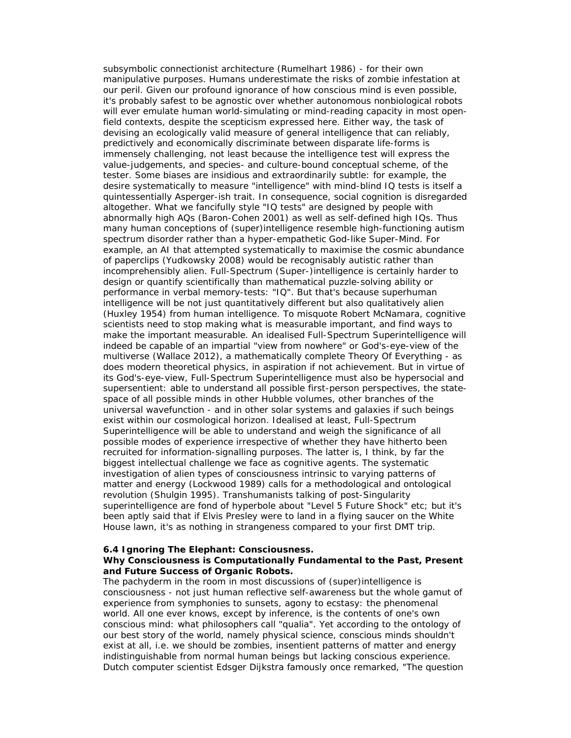subsymbolic connectionist architecture (Rumelhart 1986) - for their own manipulative purposes. Humans underestimate the risks of zombie infestation at our peril. Given our profound ignorance of how conscious mind is even possible, it's probably safest to be agnostic over whether autonomous nonbiological robots will ever emulate human world-simulating or mind-reading capacity in most open-field contexts, despite the scepticism expressed here. Either way, the task of devising an ecologically valid measure of general intelligence that can reliably, predictively and economically discriminate between disparate life-forms is immensely challenging, not least because the intelligence test will express the value-judgements, and species- and culture-bound conceptual scheme, of the tester. Some biases are insidious and extraordinarily subtle: for example, the desire systematically to measure "intelligence" with mind-blind IQ tests is itself a quintessentially Asperger-ish trait. In consequence, social cognition is disregarded altogether. What we fancifully style "IQ tests" are designed by people with abnormally high AQs (Baron-Cohen 2001) as well as self-defined high IQs. Thus many human conceptions of (super)intelligence resemble high-functioning autism spectrum disorder rather than a hyper-empathetic God-like Super-Mind. For example, an AI that attempted systematically to maximise the cosmic abundance of paperclips (Yudkowsky 2008) would be recognisably autistic rather than incomprehensibly alien. Full-Spectrum (Super-)intelligence is certainly harder to design or quantify scientifically than mathematical puzzle-solving ability or performance in verbal memory-tests: "IQ". But that's because superhuman intelligence will be not just quantitatively different but also qualitatively alien (Huxley 1954) from human intelligence. To misquote Robert McNamara, cognitive scientists need to stop making what is measurable important, and find ways to make the important measurable. An idealised Full-Spectrum Superintelligence will indeed be capable of an impartial "view from nowhere" or God's-eye-view of the multiverse (Wallace 2012), a mathematically complete Theory Of Everything - as does modern theoretical physics, in aspiration if not achievement. But in virtue of its God's-eye-view, Full-Spectrum Superintelligence must also be hypersocial and supersentient: able to understand all possible first-person perspectives, the state-space of all possible minds in other Hubble volumes, other branches of the universal wavefunction - and in other solar systems and galaxies if such beings exist within our cosmological horizon. Idealised at least, Full-Spectrum Superintelligence will be able to understand and weigh the significance of all possible modes of experience irrespective of whether they have hitherto been recruited for information-signalling purposes. The latter is, I think, by far the biggest intellectual challenge we face as cognitive agents. The systematic investigation of alien types of consciousness intrinsic to varying patterns of matter and energy (Lockwood 1989) calls for a methodological and ontological revolution (Shulgin 1995). Transhumanists talking of post-Singularity superintelligence are fond of hyperbole about "Level 5 Future Shock" etc; but it's been aptly said that if Elvis Presley were to land in a flying saucer on the White House lawn, it's as nothing in strangeness compared to your first DMT trip.

### 6.4 Ignoring The Elephant: Consciousness.

**Why Consciousness is Computationally Fundamental to the Past, Present and Future Success of Organic Robots.**

The pachyderm in the room in most discussions of (super)intelligence is consciousness - not just human reflective self-awareness but the whole gamut of experience from symphonies to sunsets, agony to ecstasy: the phenomenal world. All one ever knows, except by inference, is the contents of one's own conscious mind: what philosophers call "qualia". Yet according to the ontology of our best story of the world, namely physical science, conscious minds shouldn't exist at all, i.e. we should be zombies, insentient patterns of matter and energy indistinguishable from normal human beings but lacking conscious experience. Dutch computer scientist Edsger Dijkstra famously once remarked, "The question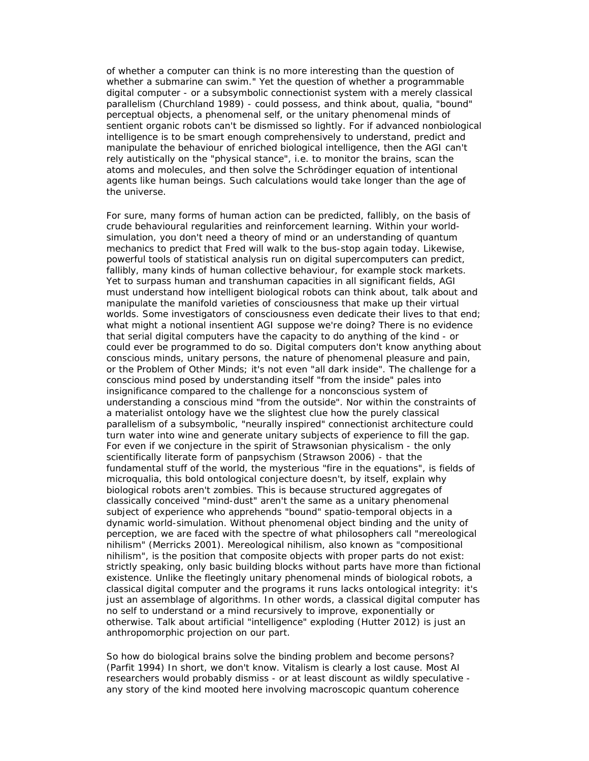of whether a computer can think is no more interesting than the question of whether a submarine can swim." Yet the question of whether a programmable digital computer - or a subsymbolic connectionist system with a merely classical parallelism (Churchland 1989) - could possess, and think about, qualia, "bound" perceptual objects, a phenomenal self, or the unitary phenomenal minds of sentient organic robots can't be dismissed so lightly. For if advanced nonbiological intelligence is to be smart enough comprehensively to understand, predict and manipulate the behaviour of enriched biological intelligence, then the AGI can't rely autistically on the "physical stance", i.e. to monitor the brains, scan the atoms and molecules, and then solve the Schrödinger equation of intentional agents like human beings. Such calculations would take longer than the age of the universe.

For sure, many forms of human action can be predicted, fallibly, on the basis of crude behavioural regularities and reinforcement learning. Within your world-simulation, you don't need a theory of mind or an understanding of quantum mechanics to predict that Fred will walk to the bus-stop again today. Likewise, powerful tools of statistical analysis run on digital supercomputers can predict, fallibly, many kinds of human collective behaviour, for example stock markets. Yet to surpass human and transhuman capacities in all significant fields, AGI must understand how intelligent biological robots can think about, talk about and manipulate the manifold varieties of consciousness that make up their virtual worlds. Some investigators of consciousness even dedicate their lives to that end; what might a notional insentient AGI suppose we're doing? There is no evidence that serial digital computers have the capacity to do anything of the kind - or could ever be programmed to do so. Digital computers don't know anything about conscious minds, unitary persons, the nature of phenomenal pleasure and pain, or the Problem of Other Minds; it's not even "all dark inside". The challenge for a conscious mind posed by understanding itself "from the inside" pales into insignificance compared to the challenge for a nonconscious system of understanding a conscious mind "from the outside". Nor within the constraints of a materialist ontology have we the slightest clue how the purely classical parallelism of a subsymbolic, "neurally inspired" connectionist architecture could turn water into wine and generate unitary subjects of experience to fill the gap. For even if we conjecture in the spirit of Strawsonian physicalism - the only scientifically literate form of panpsychism (Strawson 2006) - that the fundamental stuff of the world, the mysterious "fire in the equations", is fields of microqualia, this bold ontological conjecture doesn't, by itself, explain why biological robots aren't zombies. This is because structured aggregates of classically conceived "mind-dust" aren't the same as a unitary phenomenal subject of experience who apprehends "bound" spatio-temporal objects in a dynamic world-simulation. Without phenomenal object binding and the unity of perception, we are faced with the spectre of what philosophers call "mereological nihilism" (Merricks 2001). Mereological nihilism, also known as "compositional nihilism", is the position that composite objects with proper parts do not exist: strictly speaking, only basic building blocks without parts have more than fictional existence. Unlike the fleetingly unitary phenomenal minds of biological robots, a classical digital computer and the programs it runs lacks ontological integrity: it's just an assemblage of algorithms. In other words, a classical digital computer has no self to understand or a mind recursively to improve, exponentially or otherwise. Talk about artificial "intelligence" exploding (Hutter 2012) is just an anthropomorphic projection on our part.

So how do biological brains solve the binding problem and become persons? (Parfit 1994) In short, we don't know. Vitalism is clearly a lost cause. Most AI researchers would probably dismiss - or at least discount as wildly speculative - any story of the kind mooted here involving macroscopic quantum coherence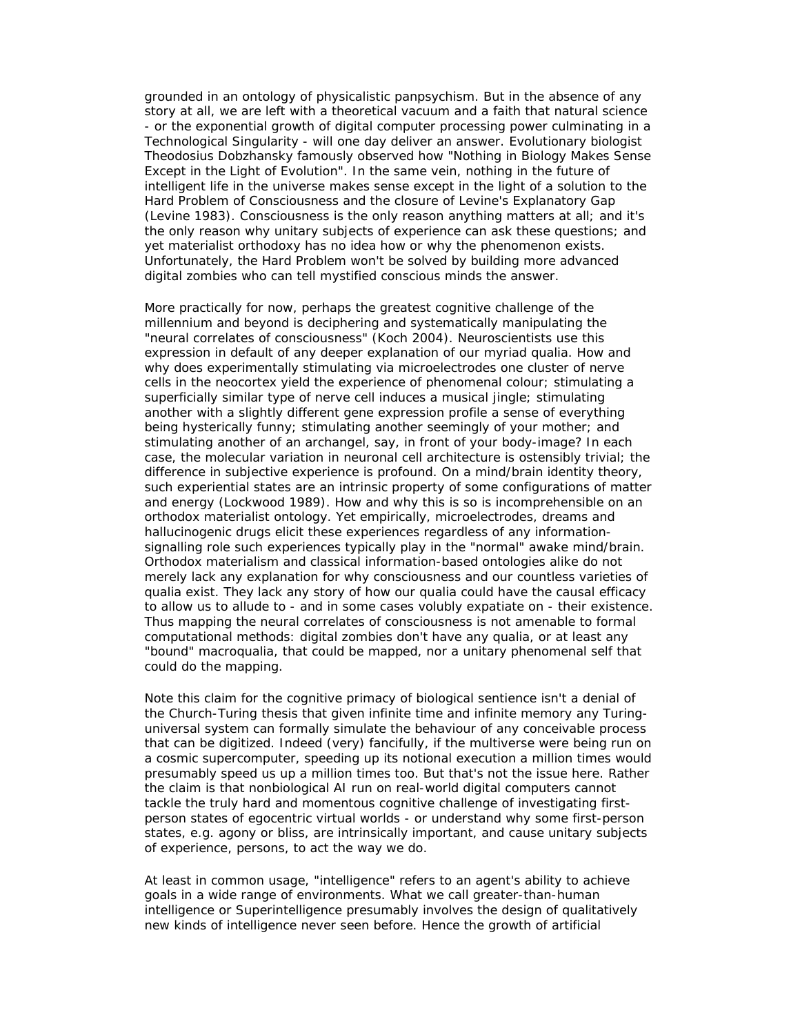grounded in an ontology of physicalistic panpsychism. But in the absence of any story at all, we are left with a theoretical vacuum and a faith that natural science - or the exponential growth of digital computer processing power culminating in a Technological Singularity - will one day deliver an answer. Evolutionary biologist Theodosius Dobzhansky famously observed how "Nothing in Biology Makes Sense Except in the Light of Evolution". In the same vein, nothing in the future of intelligent life in the universe makes sense except in the light of a solution to the Hard Problem of Consciousness and the closure of Levine's Explanatory Gap (Levine 1983). Consciousness is the only reason anything matters at all; and it's the only reason why unitary subjects of experience can ask these questions; and yet materialist orthodoxy has no idea how or why the phenomenon exists. Unfortunately, the Hard Problem won't be solved by building more advanced digital zombies who can tell mystified conscious minds the answer.

More practically for now, perhaps the greatest cognitive challenge of the millennium and beyond is deciphering and systematically manipulating the "neural correlates of consciousness" (Koch 2004). Neuroscientists use this expression in default of any deeper explanation of our myriad qualia. How and why does experimentally stimulating via microelectrodes one cluster of nerve cells in the neocortex yield the experience of phenomenal colour; stimulating a superficially similar type of nerve cell induces a musical jingle; stimulating another with a slightly different gene expression profile a sense of everything being hysterically funny; stimulating another seemingly of your mother; and stimulating another of an archangel, say, in front of your body-image? In each case, the molecular variation in neuronal cell architecture is ostensibly trivial; the difference in subjective experience is profound. On a mind/brain identity theory, such experiential states are an intrinsic property of some configurations of matter and energy (Lockwood 1989). How and why this is so is incomprehensible on an orthodox materialist ontology. Yet empirically, microelectrodes, dreams and hallucinogenic drugs elicit these experiences regardless of any information-signalling role such experiences typically play in the "normal" awake mind/brain. Orthodox materialism and classical information-based ontologies alike do not merely lack any explanation for why consciousness and our countless varieties of qualia exist. They lack any story of how our qualia could have the causal efficacy to allow us to allude to - and in some cases volubly expatiate on - their existence. Thus mapping the neural correlates of consciousness is not amenable to formal computational methods: digital zombies don't have any qualia, or at least any "bound" macroqualia, that could be mapped, nor a unitary phenomenal self that could do the mapping.

Note this claim for the cognitive primacy of biological sentience isn't a denial of the Church-Turing thesis that given infinite time and infinite memory any Turing-universal system can formally simulate the behaviour of any conceivable process that can be digitized. Indeed (very) fancifully, if the multiverse were being run on a cosmic supercomputer, speeding up its notional execution a million times would presumably speed us up a million times too. But that's not the issue here. Rather the claim is that nonbiological AI run on real-world digital computers cannot tackle the truly hard and momentous cognitive challenge of investigating first-person states of egocentric virtual worlds - or understand why some first-person states, e.g. agony or bliss, are intrinsically important, and cause unitary subjects of experience, persons, to act the way we do.

At least in common usage, "intelligence" refers to an agent's ability to achieve goals in a wide range of environments. What we call greater-than-human intelligence or Superintelligence presumably involves the design of qualitatively new kinds of intelligence never seen before. Hence the growth of artificial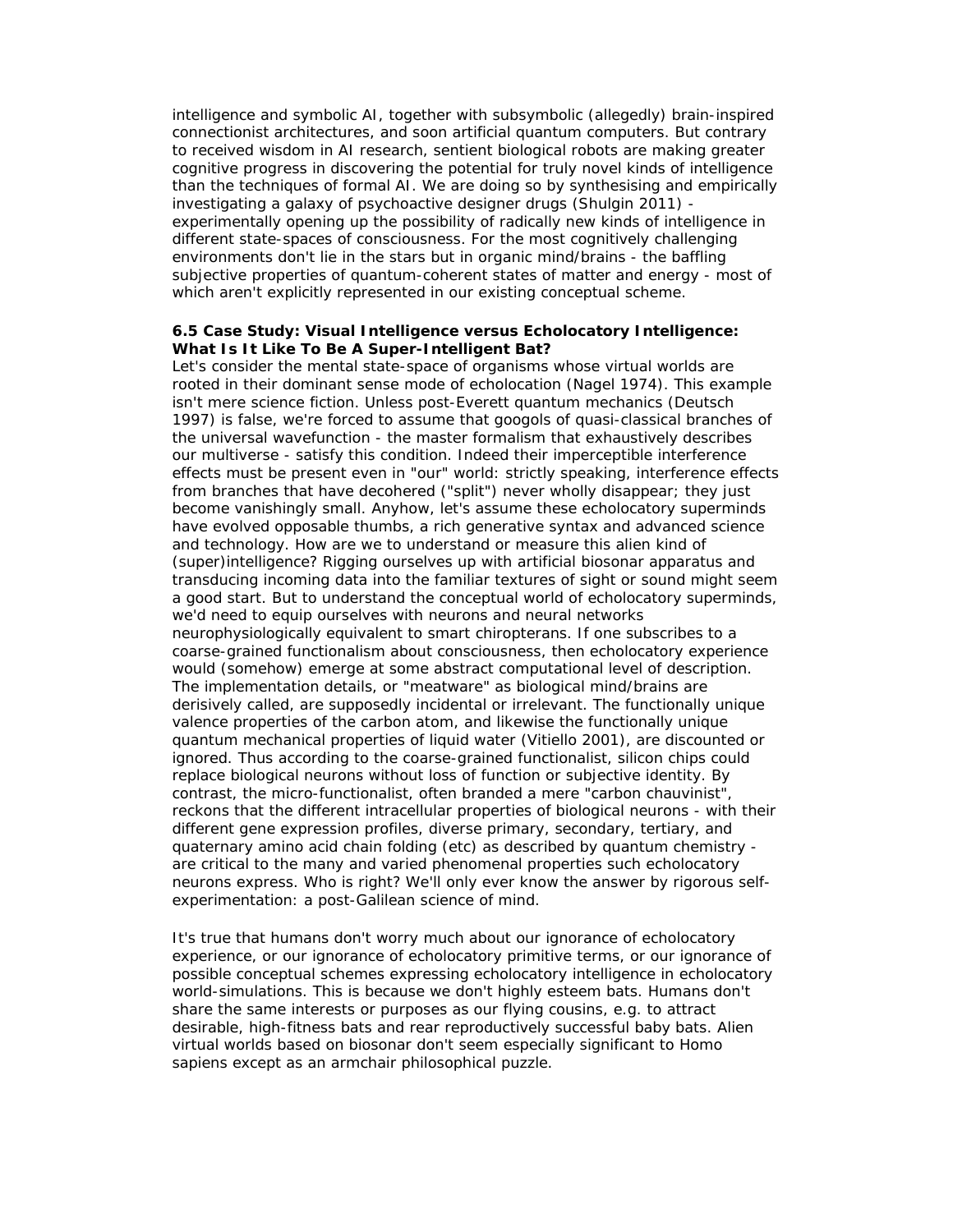intelligence and symbolic AI, together with subsymbolic (allegedly) brain-inspired connectionist architectures, and soon artificial quantum computers. But contrary to received wisdom in AI research, sentient biological robots are making greater cognitive progress in discovering the potential for truly novel kinds of intelligence than the techniques of formal AI. We are doing so by synthesising and empirically investigating a galaxy of psychoactive designer drugs (Shulgin 2011) - experimentally opening up the possibility of radically new kinds of intelligence in different state-spaces of consciousness. For the most cognitively challenging environments don't lie in the stars but in organic mind/brains - the baffling subjective properties of quantum-coherent states of matter and energy - most of which aren't explicitly represented in our existing conceptual scheme.

### 6.5 Case Study: Visual Intelligence versus Echolocatory Intelligence: What Is It Like To Be A Super-Intelligent Bat?

Let's consider the mental state-space of organisms whose virtual worlds are rooted in their dominant sense mode of echolocation (Nagel 1974). This example isn't mere science fiction. Unless post-Everett quantum mechanics (Deutsch 1997) is false, we're forced to assume that googols of quasi-classical branches of the universal wavefunction - the master formalism that exhaustively describes our multiverse - satisfy this condition. Indeed their imperceptible interference effects must be present even in "our" world: strictly speaking, interference effects from branches that have decohered ("split") never wholly disappear; they just become vanishingly small. Anyhow, let's assume these echolocatory superminds have evolved opposable thumbs, a rich generative syntax and advanced science and technology. How are we to understand or measure this alien kind of (super)intelligence? Rigging ourselves up with artificial biosonar apparatus and transducing incoming data into the familiar textures of sight or sound might seem a good start. But to understand the conceptual world of echolocatory superminds, we'd need to equip ourselves with neurons and neural networks neurophysiologically equivalent to smart chiropterans. If one subscribes to a coarse-grained functionalism about consciousness, then echolocatory experience would (somehow) emerge at some abstract computational level of description. The implementation details, or "meatware" as biological mind/brains are derisively called, are supposedly incidental or irrelevant. The functionally unique valence properties of the carbon atom, and likewise the functionally unique quantum mechanical properties of liquid water (Vitiello 2001), are discounted or ignored. Thus according to the coarse-grained functionalist, silicon chips could replace biological neurons without loss of function or subjective identity. By contrast, the micro-functionalist, often branded a mere "carbon chauvinist", reckons that the different intracellular properties of biological neurons - with their different gene expression profiles, diverse primary, secondary, tertiary, and quaternary amino acid chain folding (etc) as described by quantum chemistry - are critical to the many and varied phenomenal properties such echolocatory neurons express. Who is right? We'll only ever know the answer by rigorous self-experimentation: a post-Galilean science of mind.

It's true that humans don't worry much about our ignorance of echolocatory experience, or our ignorance of echolocatory primitive terms, or our ignorance of possible conceptual schemes expressing echolocatory intelligence in echolocatory world-simulations. This is because we don't highly esteem bats. Humans don't share the same interests or purposes as our flying cousins, e.g. to attract desirable, high-fitness bats and rear reproductively successful baby bats. Alien virtual worlds based on biosonar don't seem especially significant to Homo sapiens except as an armchair philosophical puzzle.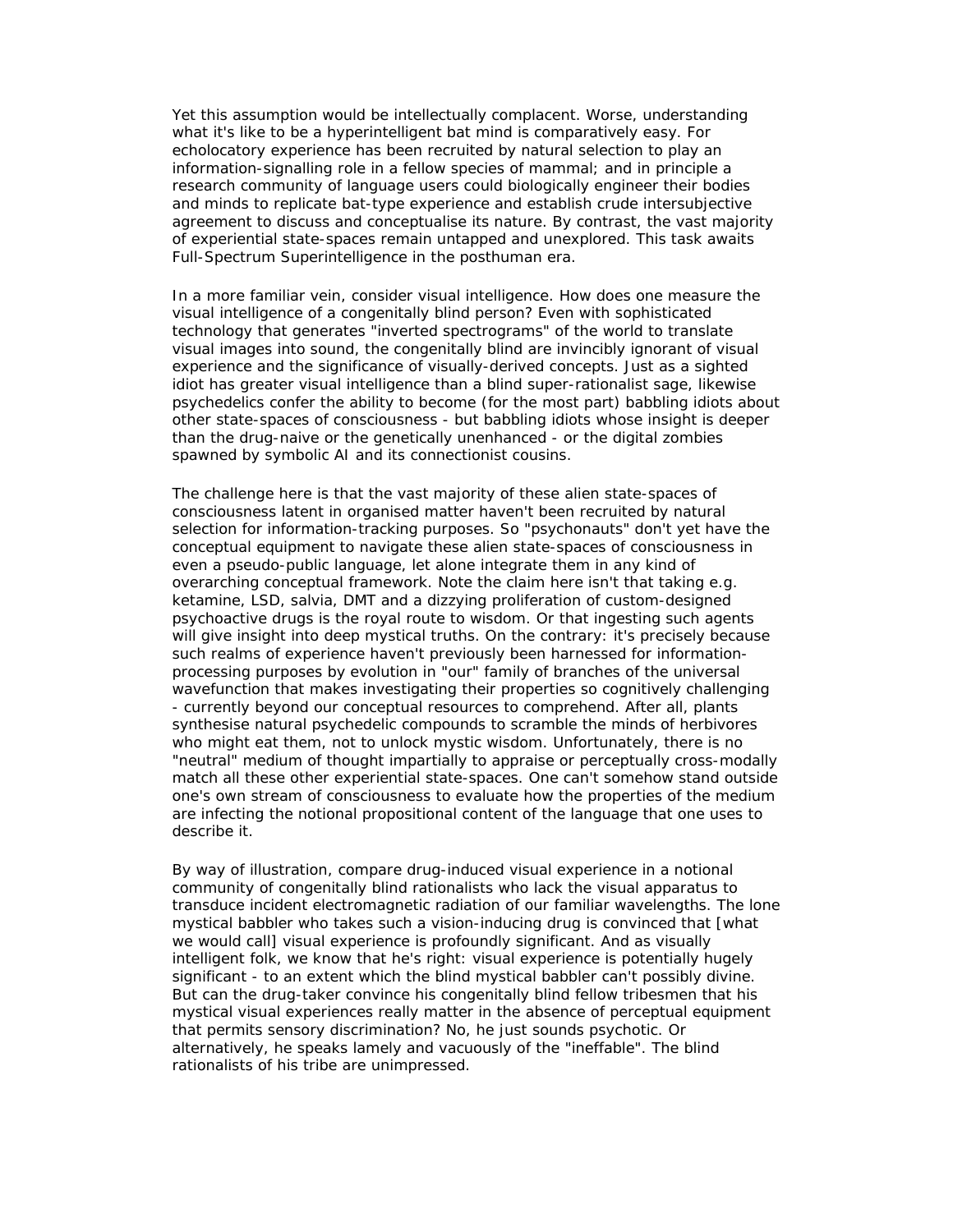Yet this assumption would be intellectually complacent. Worse, understanding what it's like to be a hyperintelligent bat mind is comparatively easy. For echolocatory experience has been recruited by natural selection to play an information-signalling role in a fellow species of mammal; and in principle a research community of language users could biologically engineer their bodies and minds to replicate bat-type experience and establish crude intersubjective agreement to discuss and conceptualise its nature. By contrast, the vast majority of experiential state-spaces remain untapped and unexplored. This task awaits Full-Spectrum Superintelligence in the posthuman era.

In a more familiar vein, consider visual intelligence. How does one measure the visual intelligence of a congenitally blind person? Even with sophisticated technology that generates "inverted spectrograms" of the world to translate visual images into sound, the congenitally blind are invincibly ignorant of visual experience and the significance of visually-derived concepts. Just as a sighted idiot has greater visual intelligence than a blind super-rationalist sage, likewise psychedelics confer the ability to become (for the most part) babbling idiots about other state-spaces of consciousness - but babbling idiots whose insight is deeper than the drug-naive or the genetically unenhanced - or the digital zombies spawned by symbolic AI and its connectionist cousins.

The challenge here is that the vast majority of these alien state-spaces of consciousness latent in organised matter haven't been recruited by natural selection for information-tracking purposes. So "psychonauts" don't yet have the conceptual equipment to navigate these alien state-spaces of consciousness in even a pseudo-public language, let alone integrate them in any kind of overarching conceptual framework. Note the claim here isn't that taking e.g. ketamine, LSD, salvia, DMT and a dizzying proliferation of custom-designed psychoactive drugs is the royal route to wisdom. Or that ingesting such agents will give insight into deep mystical truths. On the contrary: it's precisely because such realms of experience haven't previously been harnessed for information-processing purposes by evolution in "our" family of branches of the universal wavefunction that makes investigating their properties so cognitively challenging - currently beyond our conceptual resources to comprehend. After all, plants synthesise natural psychedelic compounds to scramble the minds of herbivores who might eat them, not to unlock mystic wisdom. Unfortunately, there is no "neutral" medium of thought impartially to appraise or perceptually cross-modally match all these other experiential state-spaces. One can't somehow stand outside one's own stream of consciousness to evaluate how the properties of the medium are infecting the notional propositional content of the language that one uses to describe it.

By way of illustration, compare drug-induced visual experience in a notional community of congenitally blind rationalists who lack the visual apparatus to transduce incident electromagnetic radiation of our familiar wavelengths. The lone mystical babbler who takes such a vision-inducing drug is convinced that [what we would call] visual experience is profoundly significant. And as visually intelligent folk, we know that he's right: visual experience is potentially hugely significant - to an extent which the blind mystical babbler can't possibly divine. But can the drug-taker convince his congenitally blind fellow tribesmen that his mystical visual experiences really matter in the absence of perceptual equipment that permits sensory discrimination? No, he just sounds psychotic. Or alternatively, he speaks lamely and vacuously of the "ineffable". The blind rationalists of his tribe are unimpressed.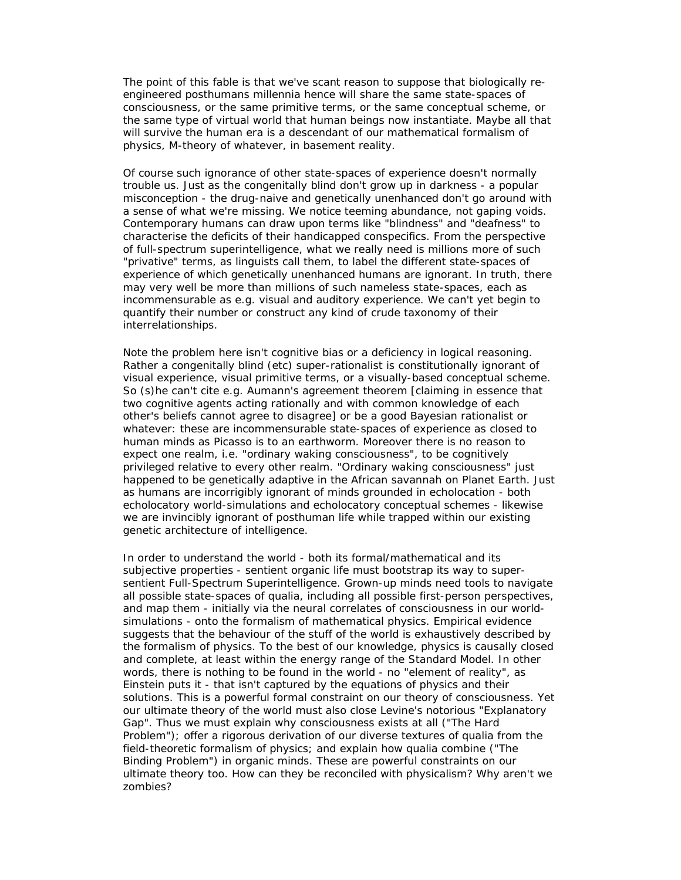The point of this fable is that we've scant reason to suppose that biologically re-engineered posthumans millennia hence will share the same state-spaces of consciousness, or the same primitive terms, or the same conceptual scheme, or the same type of virtual world that human beings now instantiate. Maybe all that will survive the human era is a descendant of our mathematical formalism of physics, M-theory of whatever, in basement reality.

Of course such ignorance of other state-spaces of experience doesn't normally trouble us. Just as the congenitally blind don't grow up in darkness - a popular misconception - the drug-naive and genetically unenhanced don't go around with a sense of what we're missing. We notice teeming abundance, not gaping voids. Contemporary humans can draw upon terms like "blindness" and "deafness" to characterise the deficits of their handicapped conspecifics. From the perspective of full-spectrum superintelligence, what we really need is millions more of such "privative" terms, as linguists call them, to label the different state-spaces of experience of which genetically unenhanced humans are ignorant. In truth, there may very well be more than millions of such nameless state-spaces, each as incommensurable as e.g. visual and auditory experience. We can't yet begin to quantify their number or construct any kind of crude taxonomy of their interrelationships.

Note the problem here isn't cognitive bias or a deficiency in logical reasoning. Rather a congenitally blind (etc) super-rationalist is constitutionally ignorant of visual experience, visual primitive terms, or a visually-based conceptual scheme. So (s)he can't cite e.g. Aumann's agreement theorem [claiming in essence that two cognitive agents acting rationally and with common knowledge of each other's beliefs cannot agree to disagree] or be a good Bayesian rationalist or whatever: these are incommensurable state-spaces of experience as closed to human minds as Picasso is to an earthworm. Moreover there is no reason to expect one realm, i.e. "ordinary waking consciousness", to be cognitively privileged relative to every other realm. "Ordinary waking consciousness" just happened to be genetically adaptive in the African savannah on Planet Earth. Just as humans are incorrigibly ignorant of minds grounded in echolocation - both echolocatory world-simulations and echolocatory conceptual schemes - likewise we are invincibly ignorant of posthuman life while trapped within our existing genetic architecture of intelligence.

In order to understand the world - both its formal/mathematical and its subjective properties - sentient organic life must bootstrap its way to super-sentient Full-Spectrum Superintelligence. Grown-up minds need tools to navigate all possible state-spaces of qualia, including all possible first-person perspectives, and map them - initially via the neural correlates of consciousness in our world-simulations - onto the formalism of mathematical physics. Empirical evidence suggests that the behaviour of the stuff of the world is exhaustively described by the formalism of physics. To the best of our knowledge, physics is causally closed and complete, at least within the energy range of the Standard Model. In other words, there is nothing to be found in the world - no "element of reality", as Einstein puts it - that isn't captured by the equations of physics and their solutions. This is a powerful formal constraint on our theory of consciousness. Yet our ultimate theory of the world must also close Levine's notorious "Explanatory Gap". Thus we must explain why consciousness exists at all ("The Hard Problem"); offer a rigorous derivation of our diverse textures of qualia from the field-theoretic formalism of physics; and explain how qualia combine ("The Binding Problem") in organic minds. These are powerful constraints on our ultimate theory too. How can they be reconciled with physicalism? Why aren't we zombies?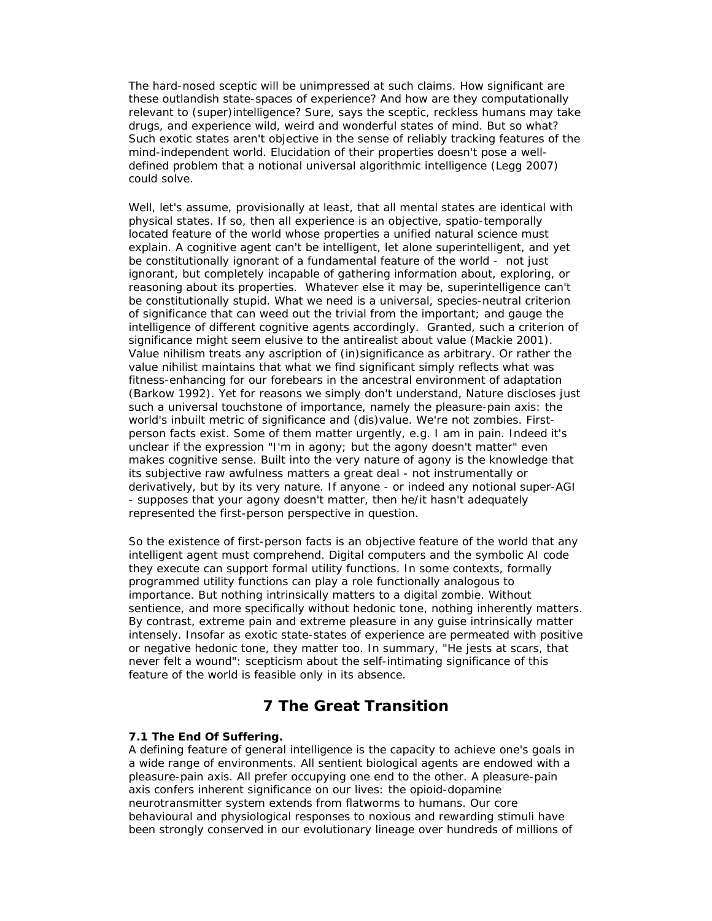The hard-nosed sceptic will be unimpressed at such claims. How significant are these outlandish state-spaces of experience? And how are they computationally relevant to (super)intelligence? Sure, says the sceptic, reckless humans may take drugs, and experience wild, weird and wonderful states of mind. But so what? Such exotic states aren't objective in the sense of reliably tracking features of the mind-independent world. Elucidation of their properties doesn't pose a well-defined problem that a notional universal algorithmic intelligence (Legg 2007) could solve.

Well, let's assume, provisionally at least, that all mental states are identical with physical states. If so, then all experience is an objective, spatio-temporally located feature of the world whose properties a unified natural science must explain. A cognitive agent can't be intelligent, let alone superintelligent, and yet be constitutionally ignorant of a fundamental feature of the world - not just ignorant, but completely incapable of gathering information about, exploring, or reasoning about its properties. Whatever else it may be, superintelligence can't be constitutionally stupid. What we need is a universal, species-neutral criterion of significance that can weed out the trivial from the important; and gauge the intelligence of different cognitive agents accordingly. Granted, such a criterion of significance might seem elusive to the antirealist about value (Mackie 2001). Value nihilism treats any ascription of (in)significance as arbitrary. Or rather the value nihilist maintains that what we find significant simply reflects what was fitness-enhancing for our forebears in the ancestral environment of adaptation (Barkow 1992). Yet for reasons we simply don't understand, Nature discloses just such a universal touchstone of importance, namely the pleasure-pain axis: the world's inbuilt metric of significance and (dis)value. We're not zombies. First-person facts exist. Some of them matter urgently, e.g. I am in pain. Indeed it's unclear if the expression "I'm in agony; but the agony doesn't matter" even makes cognitive sense. Built into the very nature of agony is the knowledge that its subjective raw awfulness matters a great deal - not instrumentally or derivatively, but by its very nature. If anyone - or indeed any notional super-AGI - supposes that your agony doesn't matter, then he/it hasn't adequately represented the first-person perspective in question.

So the existence of first-person facts is an objective feature of the world that any intelligent agent must comprehend. Digital computers and the symbolic AI code they execute can support formal utility functions. In some contexts, formally programmed utility functions can play a role functionally analogous to importance. But nothing intrinsically matters to a digital zombie. Without sentience, and more specifically without hedonic tone, nothing inherently matters. By contrast, extreme pain and extreme pleasure in any guise intrinsically matter intensely. Insofar as exotic state-states of experience are permeated with positive or negative hedonic tone, they matter too. In summary, "He jests at scars, that never felt a wound": scepticism about the self-intimating significance of this feature of the world is feasible only in its absence.

## 7 The Great Transition

**7.1 The End Of Suffering.**

A defining feature of general intelligence is the capacity to achieve one's goals in a wide range of environments. All sentient biological agents are endowed with a pleasure-pain axis. All prefer occupying one end to the other. A pleasure-pain axis confers inherent significance on our lives: the opioid-dopamine neurotransmitter system extends from flatworms to humans. Our core behavioural and physiological responses to noxious and rewarding stimuli have been strongly conserved in our evolutionary lineage over hundreds of millions of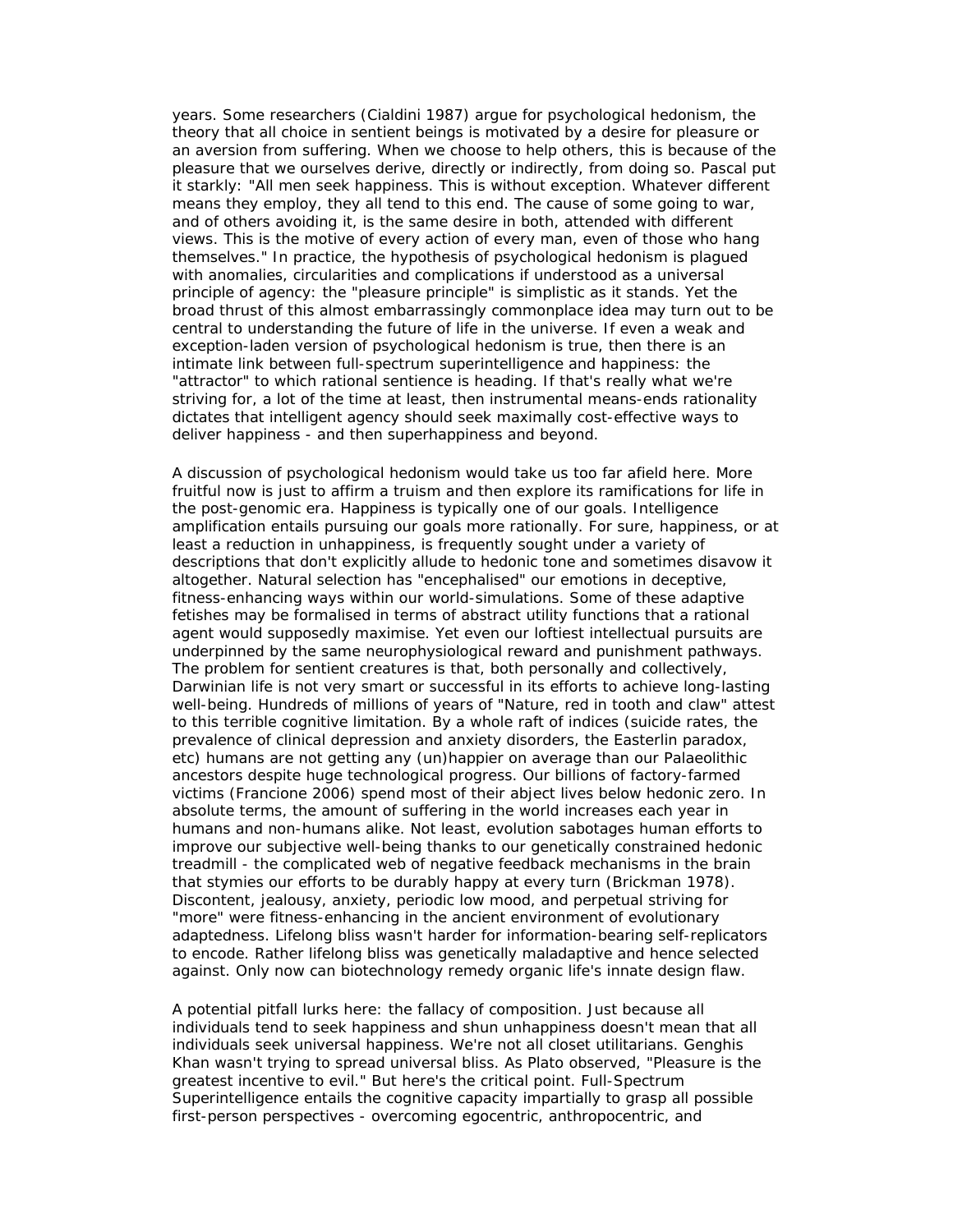years. Some researchers (Cialdini 1987) argue for psychological hedonism, the theory that all choice in sentient beings is motivated by a desire for pleasure or an aversion from suffering. When we choose to help others, this is because of the pleasure that we ourselves derive, directly or indirectly, from doing so. Pascal put it starkly: "All men seek happiness. This is without exception. Whatever different means they employ, they all tend to this end. The cause of some going to war, and of others avoiding it, is the same desire in both, attended with different views. This is the motive of every action of every man, even of those who hang themselves." In practice, the hypothesis of psychological hedonism is plagued with anomalies, circularities and complications if understood as a universal principle of agency: the "pleasure principle" is simplistic as it stands. Yet the broad thrust of this almost embarrassingly commonplace idea may turn out to be central to understanding the future of life in the universe. If even a weak and exception-laden version of psychological hedonism is true, then there is an intimate link between full-spectrum superintelligence and happiness: the "attractor" to which rational sentience is heading. If that's really what we're striving for, a lot of the time at least, then instrumental means-ends rationality dictates that intelligent agency should seek maximally cost-effective ways to deliver happiness - and then superhappiness and beyond.

A discussion of psychological hedonism would take us too far afield here. More fruitful now is just to affirm a truism and then explore its ramifications for life in the post-genomic era. Happiness is typically one of our goals. Intelligence amplification entails pursuing our goals more rationally. For sure, happiness, or at least a reduction in unhappiness, is frequently sought under a variety of descriptions that don't explicitly allude to hedonic tone and sometimes disavow it altogether. Natural selection has "encephalised" our emotions in deceptive, fitness-enhancing ways within our world-simulations. Some of these adaptive fetishes may be formalised in terms of abstract utility functions that a rational agent would supposedly maximise. Yet even our loftiest intellectual pursuits are underpinned by the same neurophysiological reward and punishment pathways. The problem for sentient creatures is that, both personally and collectively, Darwinian life is not very smart or successful in its efforts to achieve long-lasting well-being. Hundreds of millions of years of "Nature, red in tooth and claw" attest to this terrible cognitive limitation. By a whole raft of indices (suicide rates, the prevalence of clinical depression and anxiety disorders, the Easterlin paradox, etc) humans are not getting any (un)happier on average than our Palaeolithic ancestors despite huge technological progress. Our billions of factory-farmed victims (Francione 2006) spend most of their abject lives below hedonic zero. In absolute terms, the amount of suffering in the world increases each year in humans and non-humans alike. Not least, evolution sabotages human efforts to improve our subjective well-being thanks to our genetically constrained hedonic treadmill - the complicated web of negative feedback mechanisms in the brain that stymies our efforts to be durably happy at every turn (Brickman 1978). Discontent, jealousy, anxiety, periodic low mood, and perpetual striving for "more" were fitness-enhancing in the ancient environment of evolutionary adaptedness. Lifelong bliss wasn't harder for information-bearing self-replicators to encode. Rather lifelong bliss was genetically maladaptive and hence selected against. Only now can biotechnology remedy organic life's innate design flaw.

A potential pitfall lurks here: the fallacy of composition. Just because all individuals tend to seek happiness and shun unhappiness doesn't mean that all individuals seek universal happiness. We're not all closet utilitarians. Genghis Khan wasn't trying to spread universal bliss. As Plato observed, "Pleasure is the greatest incentive to evil." But here's the critical point. Full-Spectrum Superintelligence entails the cognitive capacity impartially to grasp all possible first-person perspectives - overcoming egocentric, anthropocentric, and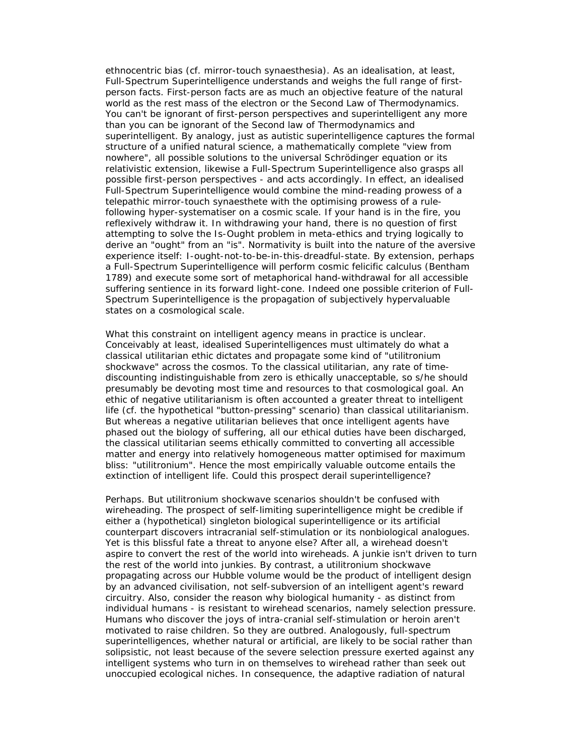ethnocentric bias (cf. mirror-touch synaesthesia). As an idealisation, at least, Full-Spectrum Superintelligence understands and weighs the full range of first-person facts. First-person facts are as much an objective feature of the natural world as the rest mass of the electron or the Second Law of Thermodynamics. You can't be ignorant of first-person perspectives and superintelligent any more than you can be ignorant of the Second law of Thermodynamics and superintelligent. By analogy, just as autistic superintelligence captures the formal structure of a unified natural science, a mathematically complete "view from nowhere", all possible solutions to the universal Schrödinger equation or its relativistic extension, likewise a Full-Spectrum Superintelligence also grasps all possible first-person perspectives - and acts accordingly. In effect, an idealised Full-Spectrum Superintelligence would combine the mind-reading prowess of a telepathic mirror-touch synaesthete with the optimising prowess of a rule-following hyper-systematiser on a cosmic scale. If your hand is in the fire, you reflexively withdraw it. In withdrawing your hand, there is no question of first attempting to solve the Is-Ought problem in meta-ethics and trying logically to derive an "ought" from an "is". Normativity is built into the nature of the aversive experience itself: I-ought-not-to-be-in-this-dreadful-state. By extension, perhaps a Full-Spectrum Superintelligence will perform cosmic felicific calculus (Bentham 1789) and execute some sort of metaphorical hand-withdrawal for all accessible suffering sentience in its forward light-cone. Indeed one possible criterion of Full-Spectrum Superintelligence is the propagation of subjectively hypervaluable states on a cosmological scale.

What this constraint on intelligent agency means in practice is unclear. Conceivably at least, idealised Superintelligences must ultimately do what a classical utilitarian ethic dictates and propagate some kind of "utilitronium shockwave" across the cosmos. To the classical utilitarian, any rate of time-discounting indistinguishable from zero is ethically unacceptable, so s/he should presumably be devoting most time and resources to that cosmological goal. An ethic of negative utilitarianism is often accounted a greater threat to intelligent life (cf. the hypothetical "button-pressing" scenario) than classical utilitarianism. But whereas a negative utilitarian believes that once intelligent agents have phased out the biology of suffering, all our ethical duties have been discharged, the classical utilitarian seems ethically committed to converting all accessible matter and energy into relatively homogeneous matter optimised for maximum bliss: "utilitronium". Hence the most empirically valuable outcome entails the extinction of intelligent life. Could this prospect derail superintelligence?

Perhaps. But utilitronium shockwave scenarios shouldn't be confused with wireheading. The prospect of self-limiting superintelligence might be credible if either a (hypothetical) singleton biological superintelligence or its artificial counterpart discovers intracranial self-stimulation or its nonbiological analogues. Yet is this blissful fate a threat to anyone else? After all, a wirehead doesn't aspire to convert the rest of the world into wireheads. A junkie isn't driven to turn the rest of the world into junkies. By contrast, a utilitronium shockwave propagating across our Hubble volume would be the product of intelligent design by an advanced civilisation, not self-subversion of an intelligent agent's reward circuitry. Also, consider the reason why biological humanity - as distinct from individual humans - is resistant to wirehead scenarios, namely selection pressure. Humans who discover the joys of intra-cranial self-stimulation or heroin aren't motivated to raise children. So they are outbred. Analogously, full-spectrum superintelligences, whether natural or artificial, are likely to be social rather than solipsistic, not least because of the severe selection pressure exerted against any intelligent systems who turn in on themselves to wirehead rather than seek out unoccupied ecological niches. In consequence, the adaptive radiation of natural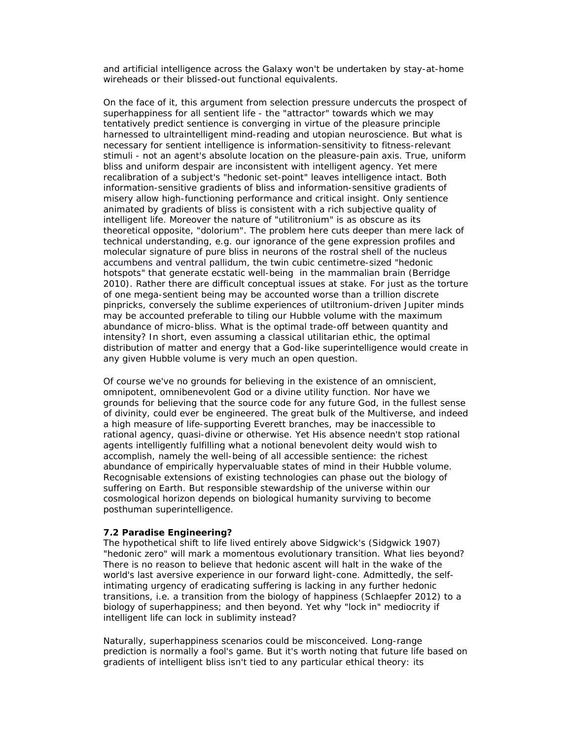and artificial intelligence across the Galaxy won't be undertaken by stay-at-home wireheads or their blissed-out functional equivalents.

On the face of it, this argument from selection pressure undercuts the prospect of superhappiness for all sentient life - the "attractor" towards which we may tentatively predict sentience is converging in virtue of the pleasure principle harnessed to ultraintelligent mind-reading and utopian neuroscience. But what is necessary for sentient intelligence is information-sensitivity to fitness-relevant stimuli - not an agent's absolute location on the pleasure-pain axis. True, uniform bliss and uniform despair are inconsistent with intelligent agency. Yet mere recalibration of a subject's "hedonic set-point" leaves intelligence intact. Both information-sensitive gradients of bliss and information-sensitive gradients of misery allow high-functioning performance and critical insight. Only sentience animated by gradients of bliss is consistent with a rich subjective quality of intelligent life. Moreover the nature of "utilitronium" is as obscure as its theoretical opposite, "dolorium". The problem here cuts deeper than mere lack of technical understanding, e.g. our ignorance of the gene expression profiles and molecular signature of pure bliss in neurons of the rostral shell of the nucleus accumbens and ventral pallidum, the twin cubic centimetre-sized "hedonic hotspots" that generate ecstatic well-being in the mammalian brain (Berridge 2010). Rather there are difficult conceptual issues at stake. For just as the torture of one mega-sentient being may be accounted worse than a trillion discrete pinpricks, conversely the sublime experiences of utiltronium-driven Jupiter minds may be accounted preferable to tiling our Hubble volume with the maximum abundance of micro-bliss. What is the optimal trade-off between quantity and intensity? In short, even assuming a classical utilitarian ethic, the optimal distribution of matter and energy that a God-like superintelligence would create in any given Hubble volume is very much an open question.

Of course we've no grounds for believing in the existence of an omniscient, omnipotent, omnibenevolent God or a divine utility function. Nor have we grounds for believing that the source code for any future God, in the fullest sense of divinity, could ever be engineered. The great bulk of the Multiverse, and indeed a high measure of life-supporting Everett branches, may be inaccessible to rational agency, quasi-divine or otherwise. Yet His absence needn't stop rational agents intelligently fulfilling what a notional benevolent deity would wish to accomplish, namely the well-being of all accessible sentience: the richest abundance of empirically hypervaluable states of mind in their Hubble volume. Recognisable extensions of existing technologies can phase out the biology of suffering on Earth. But responsible stewardship of the universe within our cosmological horizon depends on biological humanity surviving to become posthuman superintelligence.

**7.2 Paradise Engineering?**

The hypothetical shift to life lived entirely above Sidgwick's (Sidgwick 1907) "hedonic zero" will mark a momentous evolutionary transition. What lies beyond? There is no reason to believe that hedonic ascent will halt in the wake of the world's last aversive experience in our forward light-cone. Admittedly, the self-intimating urgency of eradicating suffering is lacking in any further hedonic transitions, i.e. a transition from the biology of happiness (Schlaepfer 2012) to a biology of superhappiness; and then beyond. Yet why "lock in" mediocrity if intelligent life can lock in sublimity instead?

Naturally, superhappiness scenarios could be misconceived. Long-range prediction is normally a fool's game. But it's worth noting that future life based on gradients of intelligent bliss isn't tied to any particular ethical theory: its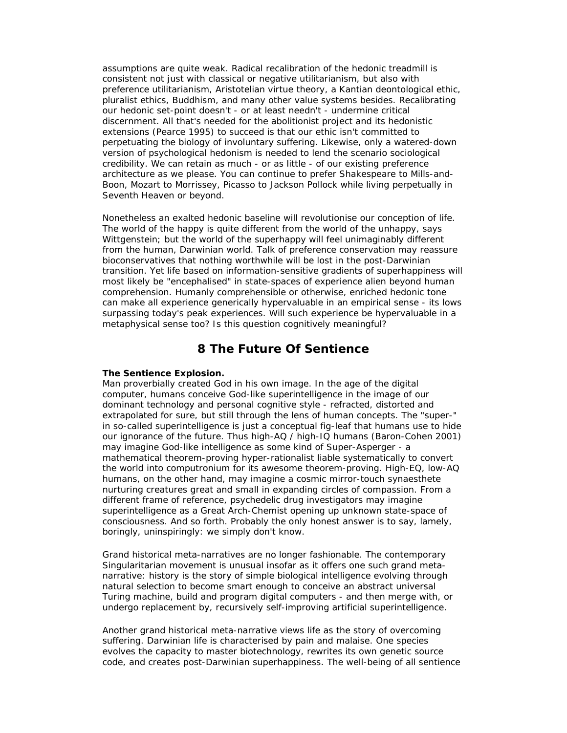assumptions are quite weak. Radical recalibration of the hedonic treadmill is consistent not just with classical or negative utilitarianism, but also with preference utilitarianism, Aristotelian virtue theory, a Kantian deontological ethic, pluralist ethics, Buddhism, and many other value systems besides. Recalibrating our hedonic set-point doesn't - or at least needn't - undermine critical discernment. All that's needed for the abolitionist project and its hedonistic extensions (Pearce 1995) to succeed is that our ethic isn't committed to perpetuating the biology of involuntary suffering. Likewise, only a watered-down version of psychological hedonism is needed to lend the scenario sociological credibility. We can retain as much - or as little - of our existing preference architecture as we please. You can continue to prefer Shakespeare to Mills-and-Boon, Mozart to Morrissey, Picasso to Jackson Pollock while living perpetually in Seventh Heaven or beyond.

Nonetheless an exalted hedonic baseline will revolutionise our conception of life. The world of the happy is quite different from the world of the unhappy, says Wittgenstein; but the world of the superhappy will feel unimaginably different from the human, Darwinian world. Talk of preference conservation may reassure bioconservatives that nothing worthwhile will be lost in the post-Darwinian transition. Yet life based on information-sensitive gradients of superhappiness will most likely be "encephalised" in state-spaces of experience alien beyond human comprehension. Humanly comprehensible or otherwise, enriched hedonic tone can make all experience generically hypervaluable in an empirical sense - its lows surpassing today's peak experiences. Will such experience be hypervaluable in a metaphysical sense too? Is this question cognitively meaningful?

## 8 The Future Of Sentience

**The Sentience Explosion.**

Man proverbially created God in his own image. In the age of the digital computer, humans conceive God-like superintelligence in the image of our dominant technology and personal cognitive style - refracted, distorted and extrapolated for sure, but still through the lens of human concepts. The "super-" in so-called superintelligence is just a conceptual fig-leaf that humans use to hide our ignorance of the future. Thus high-AQ / high-IQ humans (Baron-Cohen 2001) may imagine God-like intelligence as some kind of Super-Asperger - a mathematical theorem-proving hyper-rationalist liable systematically to convert the world into computronium for its awesome theorem-proving. High-EQ, low-AQ humans, on the other hand, may imagine a cosmic mirror-touch synaesthete nurturing creatures great and small in expanding circles of compassion. From a different frame of reference, psychedelic drug investigators may imagine superintelligence as a Great Arch-Chemist opening up unknown state-space of consciousness. And so forth. Probably the only honest answer is to say, lamely, boringly, uninspiringly: we simply don't know.

Grand historical meta-narratives are no longer fashionable. The contemporary Singularitarian movement is unusual insofar as it offers one such grand meta-narrative: history is the story of simple biological intelligence evolving through natural selection to become smart enough to conceive an abstract universal Turing machine, build and program digital computers - and then merge with, or undergo replacement by, recursively self-improving artificial superintelligence.

Another grand historical meta-narrative views life as the story of overcoming suffering. Darwinian life is characterised by pain and malaise. One species evolves the capacity to master biotechnology, rewrites its own genetic source code, and creates post-Darwinian superhappiness. The well-being of all sentience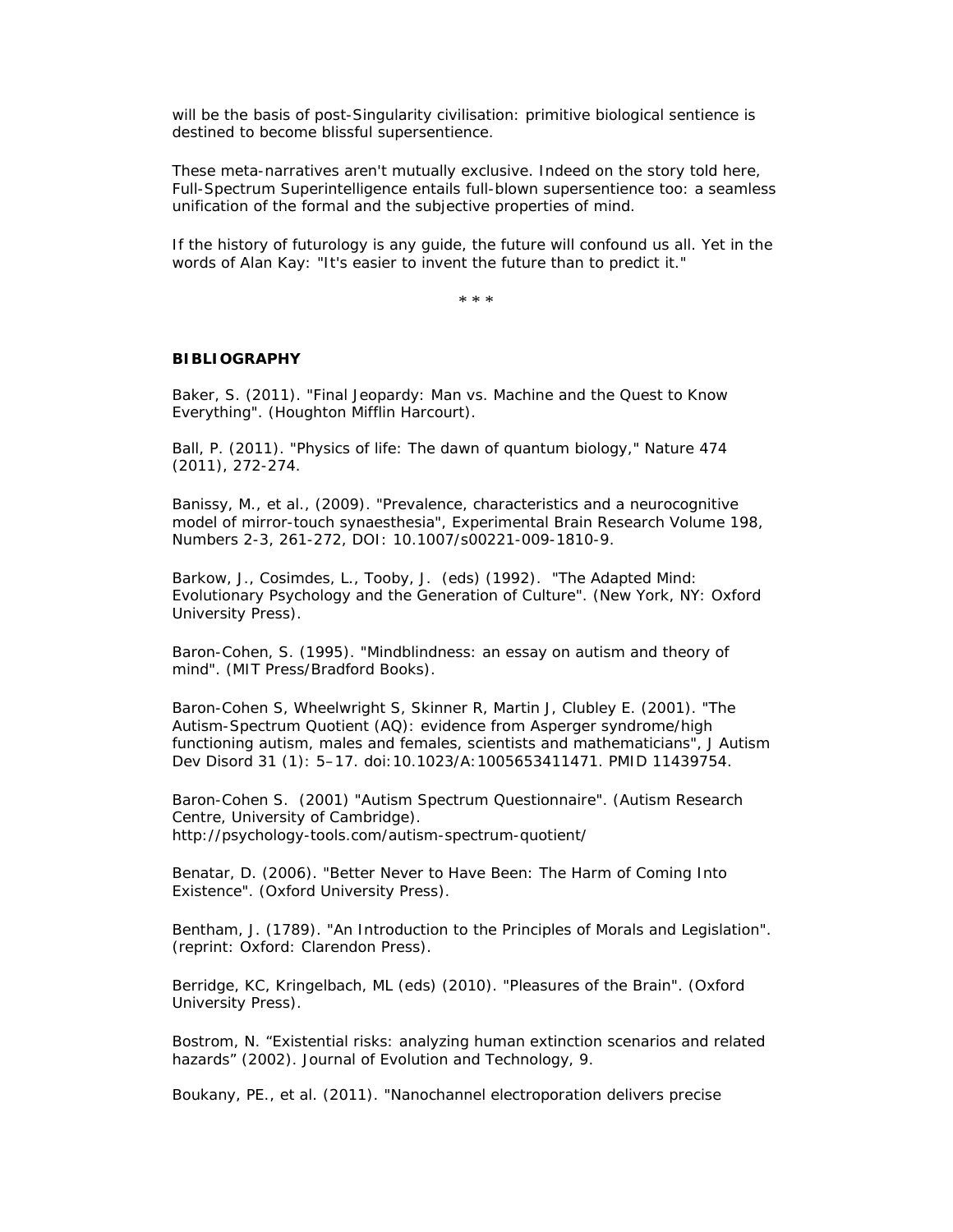will be the basis of post-Singularity civilisation: primitive biological sentience is destined to become blissful supersentience.

These meta-narratives aren't mutually exclusive. Indeed on the story told here, Full-Spectrum Superintelligence entails full-blown supersentience too: a seamless unification of the formal and the subjective properties of mind.

If the history of futurology is any guide, the future will confound us all. Yet in the words of Alan Kay: "It's easier to invent the future than to predict it."

\* \* \*

**BIBLIOGRAPHY**

Baker, S. (2011). "Final Jeopardy: Man vs. Machine and the Quest to Know Everything". (Houghton Mifflin Harcourt).

Ball, P. (2011). "Physics of life: The dawn of quantum biology," Nature 474 (2011), 272-274.

Banissy, M., et al., (2009). "Prevalence, characteristics and a neurocognitive model of mirror-touch synaesthesia", Experimental Brain Research Volume 198, Numbers 2-3, 261-272, DOI: 10.1007/s00221-009-1810-9.

Barkow, J., Cosimdes, L., Tooby, J. (eds) (1992). "The Adapted Mind: Evolutionary Psychology and the Generation of Culture". (New York, NY: Oxford University Press).

Baron-Cohen, S. (1995). "Mindblindness: an essay on autism and theory of mind". (MIT Press/Bradford Books).

Baron-Cohen S, Wheelwright S, Skinner R, Martin J, Clubley E. (2001). "The Autism-Spectrum Quotient (AQ): evidence from Asperger syndrome/high functioning autism, males and females, scientists and mathematicians", J Autism Dev Disord 31 (1): 5–17. doi:10.1023/A:1005653411471. PMID 11439754.

Baron-Cohen S. (2001) "Autism Spectrum Questionnaire". (Autism Research Centre, University of Cambridge).
http://psychology-tools.com/autism-spectrum-quotient/

Benatar, D. (2006). "Better Never to Have Been: The Harm of Coming Into Existence". (Oxford University Press).

Bentham, J. (1789). "An Introduction to the Principles of Morals and Legislation". (reprint: Oxford: Clarendon Press).

Berridge, KC, Kringelbach, ML (eds) (2010). "Pleasures of the Brain". (Oxford University Press).

Bostrom, N. "Existential risks: analyzing human extinction scenarios and related hazards" (2002). Journal of Evolution and Technology, 9.

Boukany, PE., et al. (2011). "Nanochannel electroporation delivers precise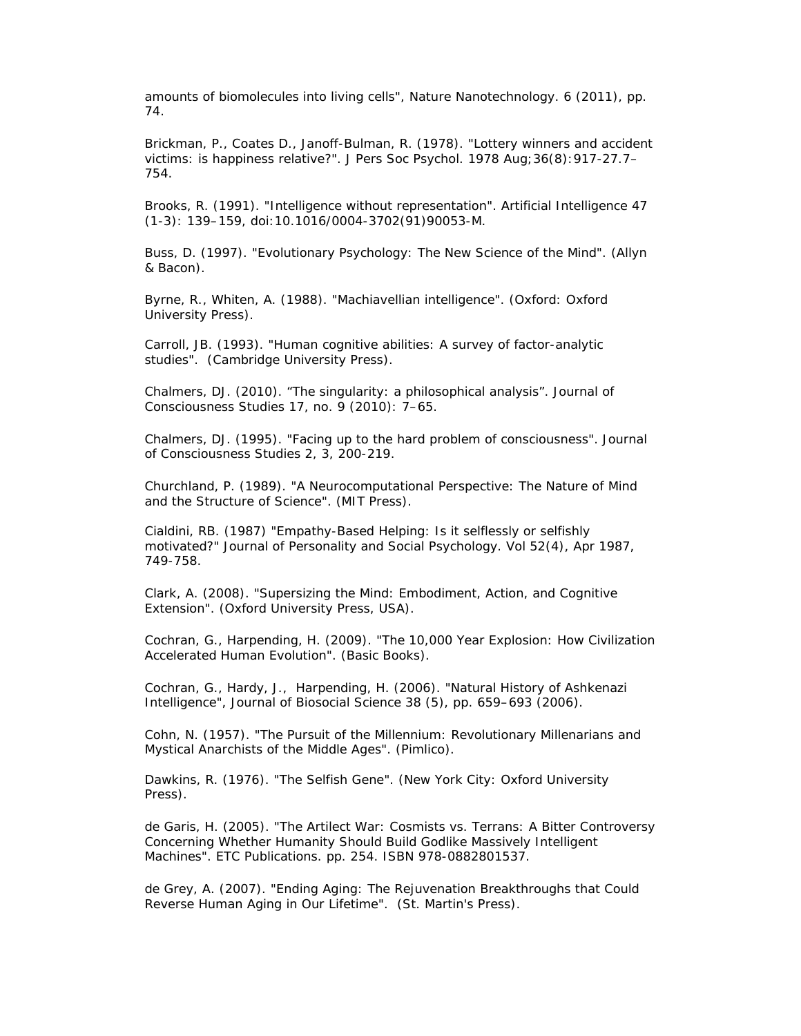amounts of biomolecules into living cells", Nature Nanotechnology. 6 (2011), pp. 74.

Brickman, P., Coates D., Janoff-Bulman, R. (1978). "Lottery winners and accident victims: is happiness relative?". J Pers Soc Psychol. 1978 Aug;36(8):917-27.7–754.

Brooks, R. (1991). "Intelligence without representation". Artificial Intelligence 47 (1-3): 139–159, doi:10.1016/0004-3702(91)90053-M.

Buss, D. (1997). "Evolutionary Psychology: The New Science of the Mind". (Allyn & Bacon).

Byrne, R., Whiten, A. (1988). "Machiavellian intelligence". (Oxford: Oxford University Press).

Carroll, JB. (1993). "Human cognitive abilities: A survey of factor-analytic studies". (Cambridge University Press).

Chalmers, DJ. (2010). "The singularity: a philosophical analysis". Journal of Consciousness Studies 17, no. 9 (2010): 7–65.

Chalmers, DJ. (1995). "Facing up to the hard problem of consciousness". Journal of Consciousness Studies 2, 3, 200-219.

Churchland, P. (1989). "A Neurocomputational Perspective: The Nature of Mind and the Structure of Science". (MIT Press).

Cialdini, RB. (1987) "Empathy-Based Helping: Is it selflessly or selfishly motivated?" Journal of Personality and Social Psychology. Vol 52(4), Apr 1987, 749-758.

Clark, A. (2008). "Supersizing the Mind: Embodiment, Action, and Cognitive Extension". (Oxford University Press, USA).

Cochran, G., Harpending, H. (2009). "The 10,000 Year Explosion: How Civilization Accelerated Human Evolution". (Basic Books).

Cochran, G., Hardy, J., Harpending, H. (2006). "Natural History of Ashkenazi Intelligence", Journal of Biosocial Science 38 (5), pp. 659–693 (2006).

Cohn, N. (1957). "The Pursuit of the Millennium: Revolutionary Millenarians and Mystical Anarchists of the Middle Ages". (Pimlico).

Dawkins, R. (1976). "The Selfish Gene". (New York City: Oxford University Press).

de Garis, H. (2005). "The Artilect War: Cosmists vs. Terrans: A Bitter Controversy Concerning Whether Humanity Should Build Godlike Massively Intelligent Machines". ETC Publications. pp. 254. ISBN 978-0882801537.

de Grey, A. (2007). "Ending Aging: The Rejuvenation Breakthroughs that Could Reverse Human Aging in Our Lifetime". (St. Martin's Press).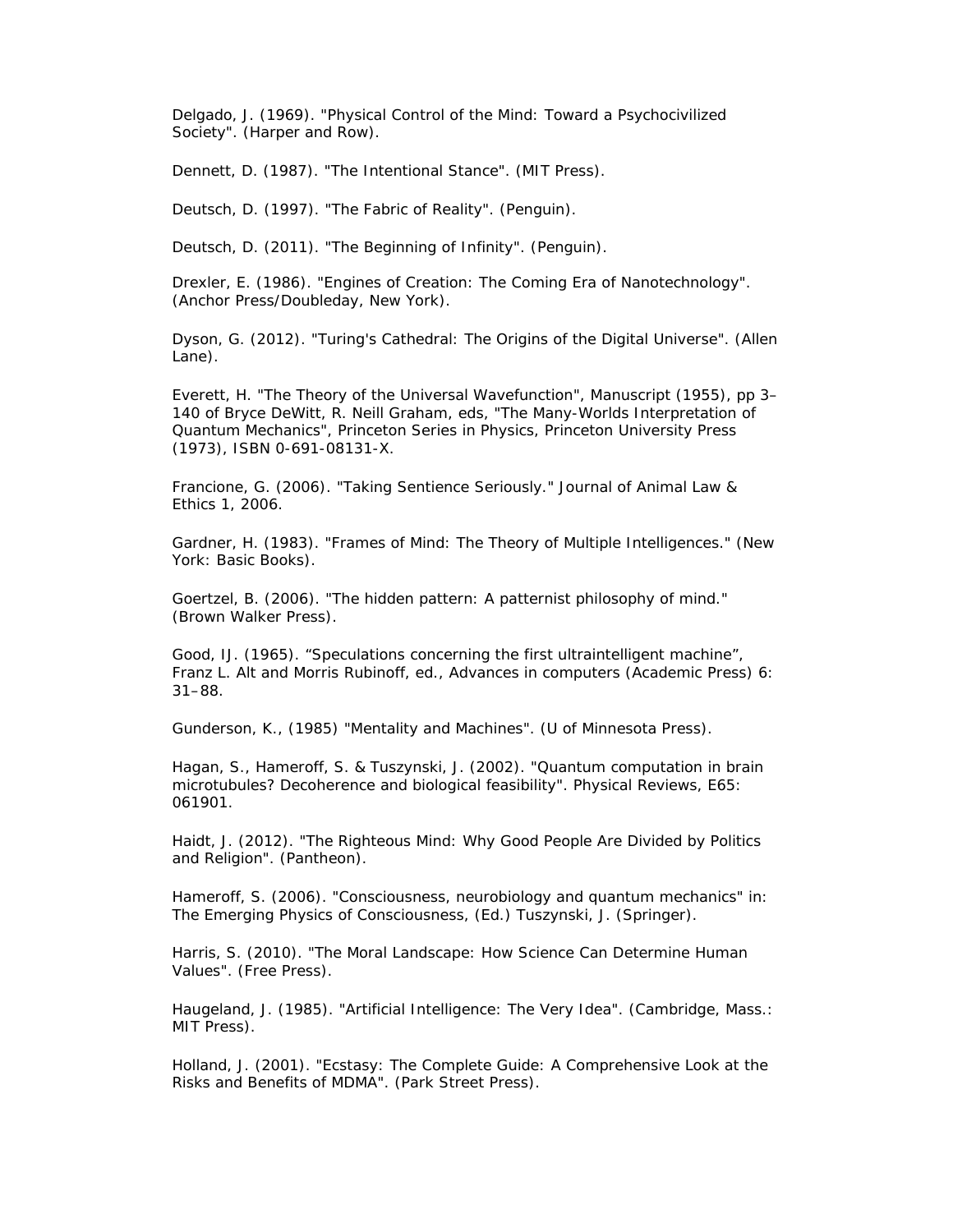Delgado, J. (1969). "Physical Control of the Mind: Toward a Psychocivilized Society". (Harper and Row).

Dennett, D. (1987). "The Intentional Stance". (MIT Press).

Deutsch, D. (1997). "The Fabric of Reality". (Penguin).

Deutsch, D. (2011). "The Beginning of Infinity". (Penguin).

Drexler, E. (1986). "Engines of Creation: The Coming Era of Nanotechnology". (Anchor Press/Doubleday, New York).

Dyson, G. (2012). "Turing's Cathedral: The Origins of the Digital Universe". (Allen Lane).

Everett, H. "The Theory of the Universal Wavefunction", Manuscript (1955), pp 3–140 of Bryce DeWitt, R. Neill Graham, eds, "The Many-Worlds Interpretation of Quantum Mechanics", Princeton Series in Physics, Princeton University Press (1973), ISBN 0-691-08131-X.

Francione, G. (2006). "Taking Sentience Seriously." Journal of Animal Law & Ethics 1, 2006.

Gardner, H. (1983). "Frames of Mind: The Theory of Multiple Intelligences." (New York: Basic Books).

Goertzel, B. (2006). "The hidden pattern: A patternist philosophy of mind." (Brown Walker Press).

Good, IJ. (1965). "Speculations concerning the first ultraintelligent machine", Franz L. Alt and Morris Rubinoff, ed., Advances in computers (Academic Press) 6: 31–88.

Gunderson, K., (1985) "Mentality and Machines". (U of Minnesota Press).

Hagan, S., Hameroff, S. & Tuszynski, J. (2002). "Quantum computation in brain microtubules? Decoherence and biological feasibility". Physical Reviews, E65: 061901.

Haidt, J. (2012). "The Righteous Mind: Why Good People Are Divided by Politics and Religion". (Pantheon).

Hameroff, S. (2006). "Consciousness, neurobiology and quantum mechanics" in: The Emerging Physics of Consciousness, (Ed.) Tuszynski, J. (Springer).

Harris, S. (2010). "The Moral Landscape: How Science Can Determine Human Values". (Free Press).

Haugeland, J. (1985). "Artificial Intelligence: The Very Idea". (Cambridge, Mass.: MIT Press).

Holland, J. (2001). "Ecstasy: The Complete Guide: A Comprehensive Look at the Risks and Benefits of MDMA". (Park Street Press).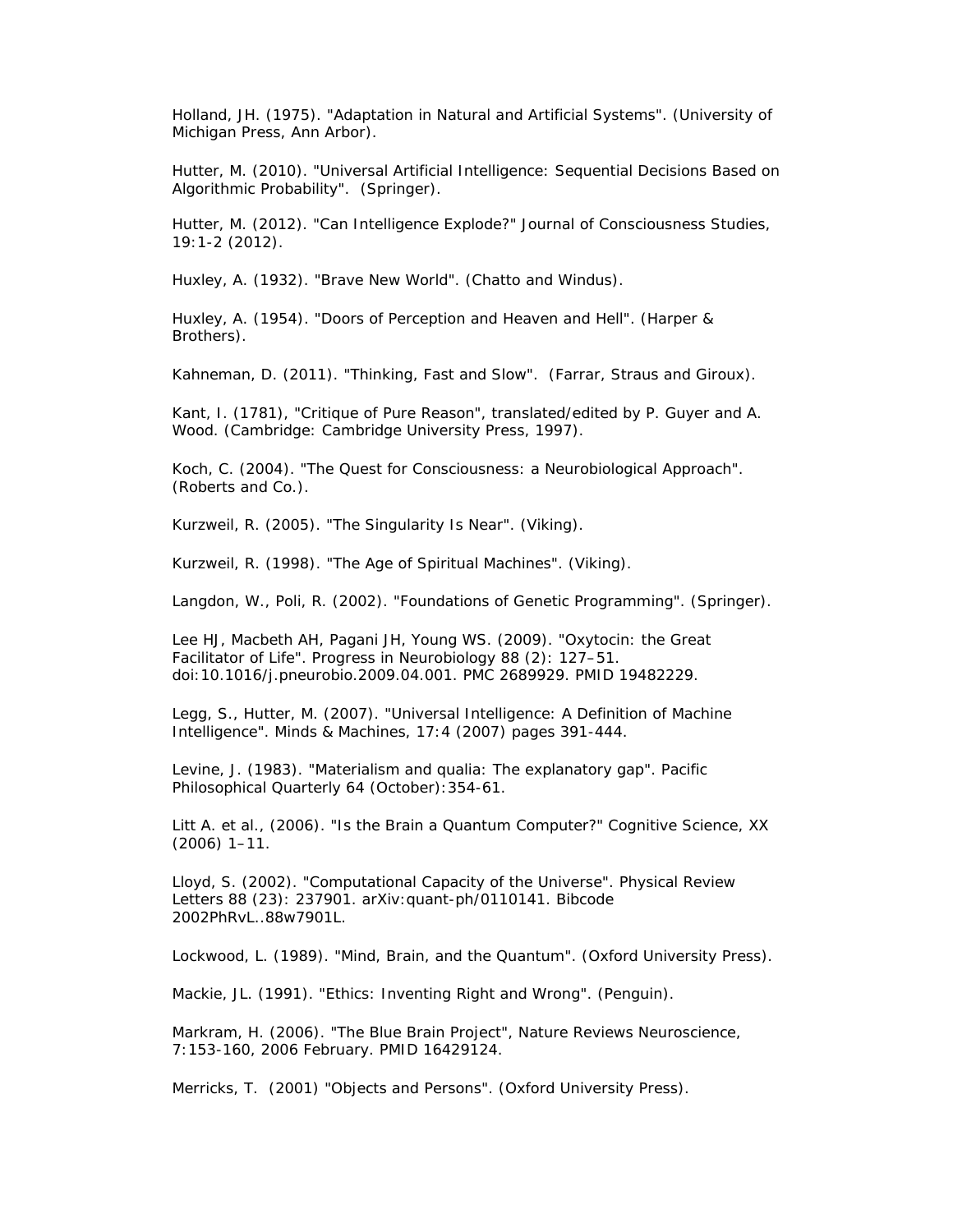Holland, JH. (1975). "Adaptation in Natural and Artificial Systems". (University of Michigan Press, Ann Arbor).

Hutter, M. (2010). "Universal Artificial Intelligence: Sequential Decisions Based on Algorithmic Probability". (Springer).

Hutter, M. (2012). "Can Intelligence Explode?" Journal of Consciousness Studies, 19:1-2 (2012).

Huxley, A. (1932). "Brave New World". (Chatto and Windus).

Huxley, A. (1954). "Doors of Perception and Heaven and Hell". (Harper & Brothers).

Kahneman, D. (2011). "Thinking, Fast and Slow". (Farrar, Straus and Giroux).

Kant, I. (1781), "Critique of Pure Reason", translated/edited by P. Guyer and A. Wood. (Cambridge: Cambridge University Press, 1997).

Koch, C. (2004). "The Quest for Consciousness: a Neurobiological Approach". (Roberts and Co.).

Kurzweil, R. (2005). "The Singularity Is Near". (Viking).

Kurzweil, R. (1998). "The Age of Spiritual Machines". (Viking).

Langdon, W., Poli, R. (2002). "Foundations of Genetic Programming". (Springer).

Lee HJ, Macbeth AH, Pagani JH, Young WS. (2009). "Oxytocin: the Great Facilitator of Life". Progress in Neurobiology 88 (2): 127–51. doi:10.1016/j.pneurobio.2009.04.001. PMC 2689929. PMID 19482229.

Legg, S., Hutter, M. (2007). "Universal Intelligence: A Definition of Machine Intelligence". Minds & Machines, 17:4 (2007) pages 391-444.

Levine, J. (1983). "Materialism and qualia: The explanatory gap". Pacific Philosophical Quarterly 64 (October):354-61.

Litt A. et al., (2006). "Is the Brain a Quantum Computer?" Cognitive Science, XX (2006) 1–11.

Lloyd, S. (2002). "Computational Capacity of the Universe". Physical Review Letters 88 (23): 237901. arXiv:quant-ph/0110141. Bibcode 2002PhRvL..88w7901L.

Lockwood, L. (1989). "Mind, Brain, and the Quantum". (Oxford University Press).

Mackie, JL. (1991). "Ethics: Inventing Right and Wrong". (Penguin).

Markram, H. (2006). "The Blue Brain Project", Nature Reviews Neuroscience, 7:153-160, 2006 February. PMID 16429124.

Merricks, T. (2001) "Objects and Persons". (Oxford University Press).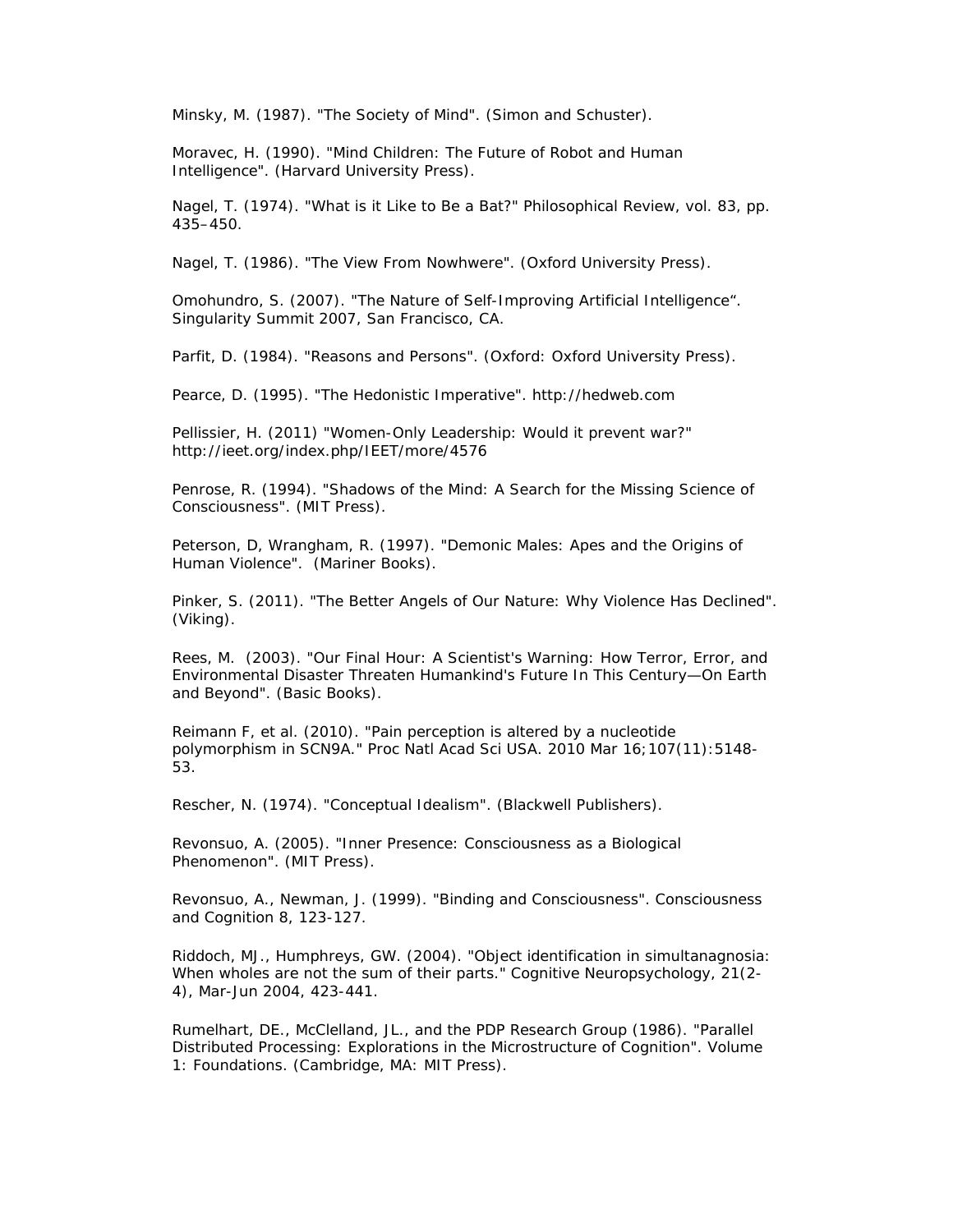Minsky, M. (1987). "The Society of Mind". (Simon and Schuster).

Moravec, H. (1990). "Mind Children: The Future of Robot and Human Intelligence". (Harvard University Press).

Nagel, T. (1974). "What is it Like to Be a Bat?" Philosophical Review, vol. 83, pp. 435–450.

Nagel, T. (1986). "The View From Nowhwere". (Oxford University Press).

Omohundro, S. (2007). "The Nature of Self-Improving Artificial Intelligence". Singularity Summit 2007, San Francisco, CA.

Parfit, D. (1984). "Reasons and Persons". (Oxford: Oxford University Press).

Pearce, D. (1995). "The Hedonistic Imperative". http://hedweb.com

Pellissier, H. (2011) "Women-Only Leadership: Would it prevent war?" http://ieet.org/index.php/IEET/more/4576

Penrose, R. (1994). "Shadows of the Mind: A Search for the Missing Science of Consciousness". (MIT Press).

Peterson, D, Wrangham, R. (1997). "Demonic Males: Apes and the Origins of Human Violence". (Mariner Books).

Pinker, S. (2011). "The Better Angels of Our Nature: Why Violence Has Declined". (Viking).

Rees, M. (2003). "Our Final Hour: A Scientist's Warning: How Terror, Error, and Environmental Disaster Threaten Humankind's Future In This Century—On Earth and Beyond". (Basic Books).

Reimann F, et al. (2010). "Pain perception is altered by a nucleotide polymorphism in SCN9A." Proc Natl Acad Sci USA. 2010 Mar 16;107(11):5148-53.

Rescher, N. (1974). "Conceptual Idealism". (Blackwell Publishers).

Revonsuo, A. (2005). "Inner Presence: Consciousness as a Biological Phenomenon". (MIT Press).

Revonsuo, A., Newman, J. (1999). "Binding and Consciousness". Consciousness and Cognition 8, 123-127.

Riddoch, MJ., Humphreys, GW. (2004). "Object identification in simultanagnosia: When wholes are not the sum of their parts." Cognitive Neuropsychology, 21(2-4), Mar-Jun 2004, 423-441.

Rumelhart, DE., McClelland, JL., and the PDP Research Group (1986). "Parallel Distributed Processing: Explorations in the Microstructure of Cognition". Volume 1: Foundations. (Cambridge, MA: MIT Press).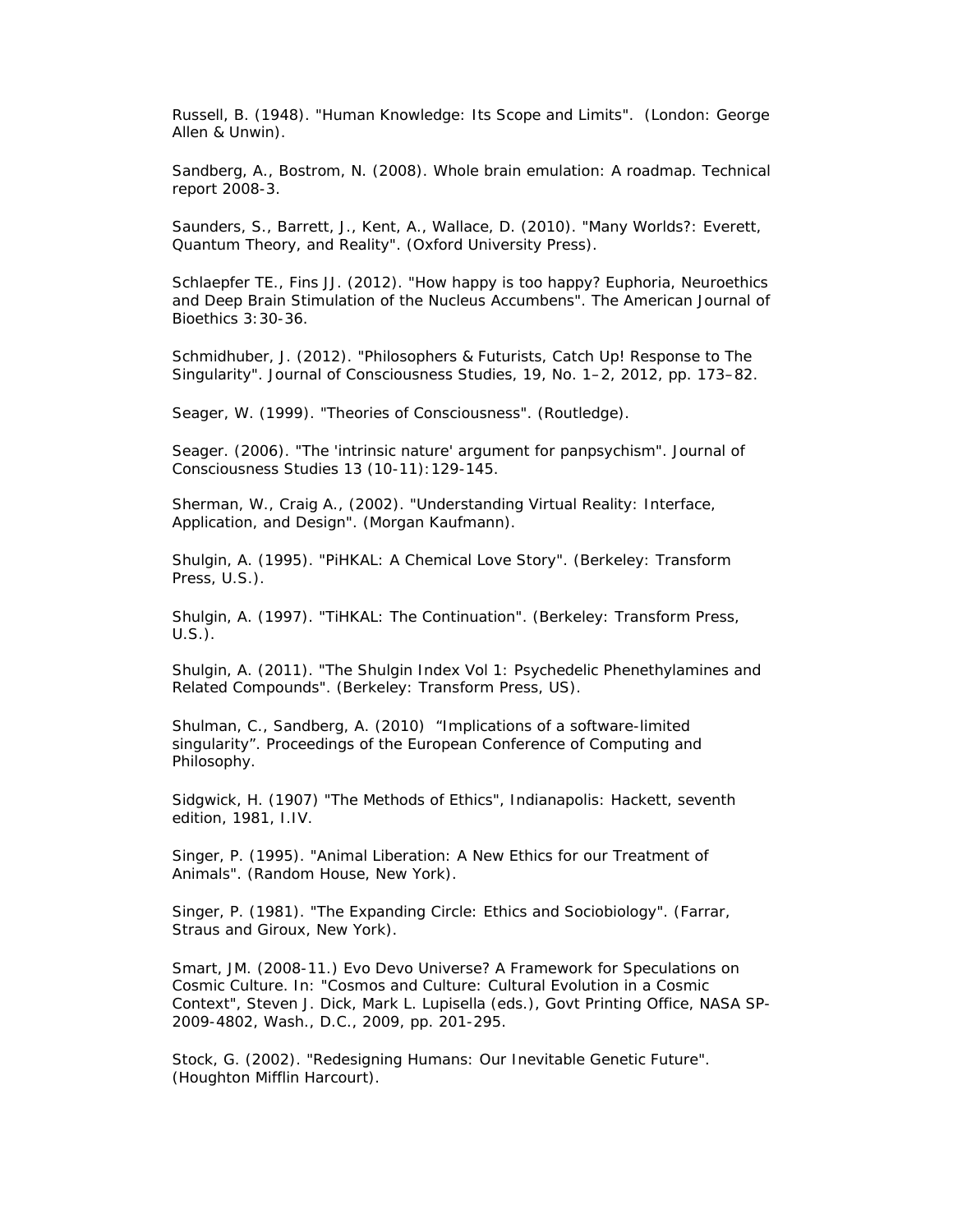Russell, B. (1948). "Human Knowledge: Its Scope and Limits". (London: George Allen & Unwin).

Sandberg, A., Bostrom, N. (2008). Whole brain emulation: A roadmap. Technical report 2008-3.

Saunders, S., Barrett, J., Kent, A., Wallace, D. (2010). "Many Worlds?: Everett, Quantum Theory, and Reality". (Oxford University Press).

Schlaepfer TE., Fins JJ. (2012). "How happy is too happy? Euphoria, Neuroethics and Deep Brain Stimulation of the Nucleus Accumbens". The American Journal of Bioethics 3:30-36.

Schmidhuber, J. (2012). "Philosophers & Futurists, Catch Up! Response to The Singularity". Journal of Consciousness Studies, 19, No. 1–2, 2012, pp. 173–82.

Seager, W. (1999). "Theories of Consciousness". (Routledge).

Seager. (2006). "The 'intrinsic nature' argument for panpsychism". Journal of Consciousness Studies 13 (10-11):129-145.

Sherman, W., Craig A., (2002). "Understanding Virtual Reality: Interface, Application, and Design". (Morgan Kaufmann).

Shulgin, A. (1995). "PiHKAL: A Chemical Love Story". (Berkeley: Transform Press, U.S.).

Shulgin, A. (1997). "TiHKAL: The Continuation". (Berkeley: Transform Press, U.S.).

Shulgin, A. (2011). "The Shulgin Index Vol 1: Psychedelic Phenethylamines and Related Compounds". (Berkeley: Transform Press, US).

Shulman, C., Sandberg, A. (2010) "Implications of a software-limited singularity". Proceedings of the European Conference of Computing and Philosophy.

Sidgwick, H. (1907) "The Methods of Ethics", Indianapolis: Hackett, seventh edition, 1981, I.IV.

Singer, P. (1995). "Animal Liberation: A New Ethics for our Treatment of Animals". (Random House, New York).

Singer, P. (1981). "The Expanding Circle: Ethics and Sociobiology". (Farrar, Straus and Giroux, New York).

Smart, JM. (2008-11.) Evo Devo Universe? A Framework for Speculations on Cosmic Culture. In: "Cosmos and Culture: Cultural Evolution in a Cosmic Context", Steven J. Dick, Mark L. Lupisella (eds.), Govt Printing Office, NASA SP-2009-4802, Wash., D.C., 2009, pp. 201-295.

Stock, G. (2002). "Redesigning Humans: Our Inevitable Genetic Future". (Houghton Mifflin Harcourt).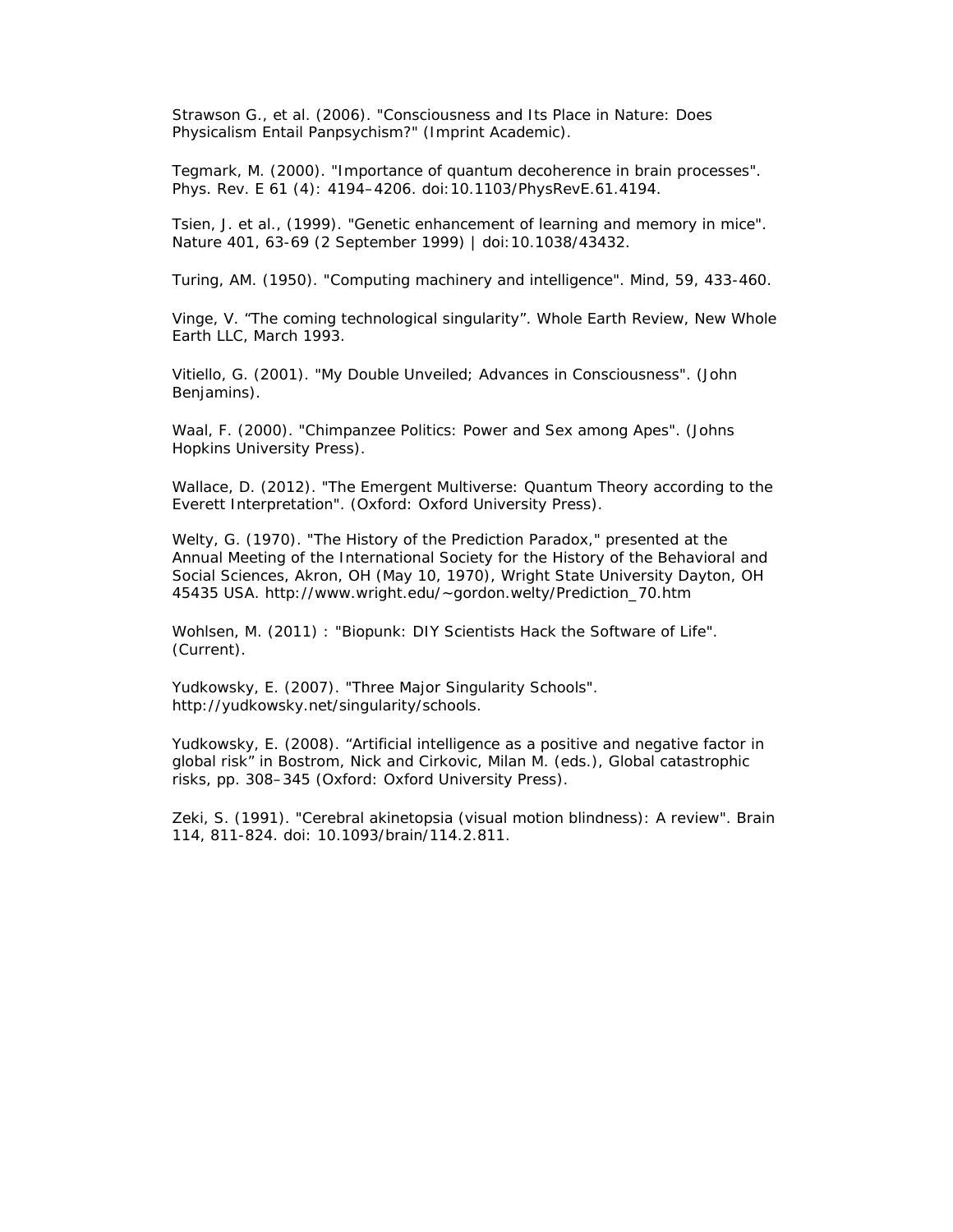Strawson G., et al. (2006). "Consciousness and Its Place in Nature: Does Physicalism Entail Panpsychism?" (Imprint Academic).

Tegmark, M. (2000). "Importance of quantum decoherence in brain processes". Phys. Rev. E 61 (4): 4194–4206. doi:10.1103/PhysRevE.61.4194.

Tsien, J. et al., (1999). "Genetic enhancement of learning and memory in mice". Nature 401, 63-69 (2 September 1999) | doi:10.1038/43432.

Turing, AM. (1950). "Computing machinery and intelligence". Mind, 59, 433-460.

Vinge, V. "The coming technological singularity". Whole Earth Review, New Whole Earth LLC, March 1993.

Vitiello, G. (2001). "My Double Unveiled; Advances in Consciousness". (John Benjamins).

Waal, F. (2000). "Chimpanzee Politics: Power and Sex among Apes". (Johns Hopkins University Press).

Wallace, D. (2012). "The Emergent Multiverse: Quantum Theory according to the Everett Interpretation". (Oxford: Oxford University Press).

Welty, G. (1970). "The History of the Prediction Paradox," presented at the Annual Meeting of the International Society for the History of the Behavioral and Social Sciences, Akron, OH (May 10, 1970), Wright State University Dayton, OH 45435 USA. http://www.wright.edu/~gordon.welty/Prediction_70.htm

Wohlsen, M. (2011) : "Biopunk: DIY Scientists Hack the Software of Life". (Current).

Yudkowsky, E. (2007). "Three Major Singularity Schools". http://yudkowsky.net/singularity/schools.

Yudkowsky, E. (2008). "Artificial intelligence as a positive and negative factor in global risk" in Bostrom, Nick and Cirkovic, Milan M. (eds.), Global catastrophic risks, pp. 308–345 (Oxford: Oxford University Press).

Zeki, S. (1991). "Cerebral akinetopsia (visual motion blindness): A review". Brain 114, 811-824. doi: 10.1093/brain/114.2.811.